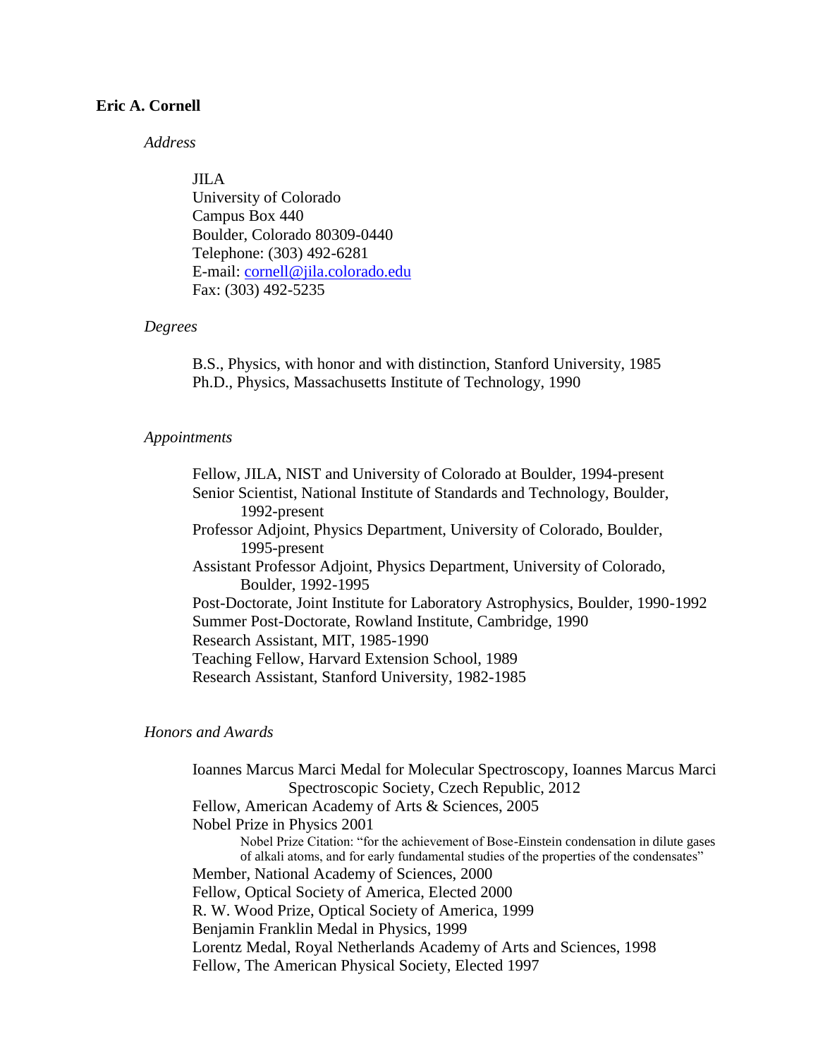# Eric A. Cornell

*Address*

JILA
University of Colorado
Campus Box 440
Boulder, Colorado 80309-0440
Telephone: (303) 492-6281
E-mail: cornell@jila.colorado.edu
Fax: (303) 492-5235

*Degrees*

B.S., Physics, with honor and with distinction, Stanford University, 1985
Ph.D., Physics, Massachusetts Institute of Technology, 1990

*Appointments*

Fellow, JILA, NIST and University of Colorado at Boulder, 1994-present
Senior Scientist, National Institute of Standards and Technology, Boulder, 1992-present
Professor Adjoint, Physics Department, University of Colorado, Boulder, 1995-present
Assistant Professor Adjoint, Physics Department, University of Colorado, Boulder, 1992-1995
Post-Doctorate, Joint Institute for Laboratory Astrophysics, Boulder, 1990-1992
Summer Post-Doctorate, Rowland Institute, Cambridge, 1990
Research Assistant, MIT, 1985-1990
Teaching Fellow, Harvard Extension School, 1989
Research Assistant, Stanford University, 1982-1985

*Honors and Awards*

Ioannes Marcus Marci Medal for Molecular Spectroscopy, Ioannes Marcus Marci Spectroscopic Society, Czech Republic, 2012
Fellow, American Academy of Arts & Sciences, 2005
Nobel Prize in Physics 2001
Nobel Prize Citation: "for the achievement of Bose-Einstein condensation in dilute gases of alkali atoms, and for early fundamental studies of the properties of the condensates"
Member, National Academy of Sciences, 2000
Fellow, Optical Society of America, Elected 2000
R. W. Wood Prize, Optical Society of America, 1999
Benjamin Franklin Medal in Physics, 1999
Lorentz Medal, Royal Netherlands Academy of Arts and Sciences, 1998
Fellow, The American Physical Society, Elected 1997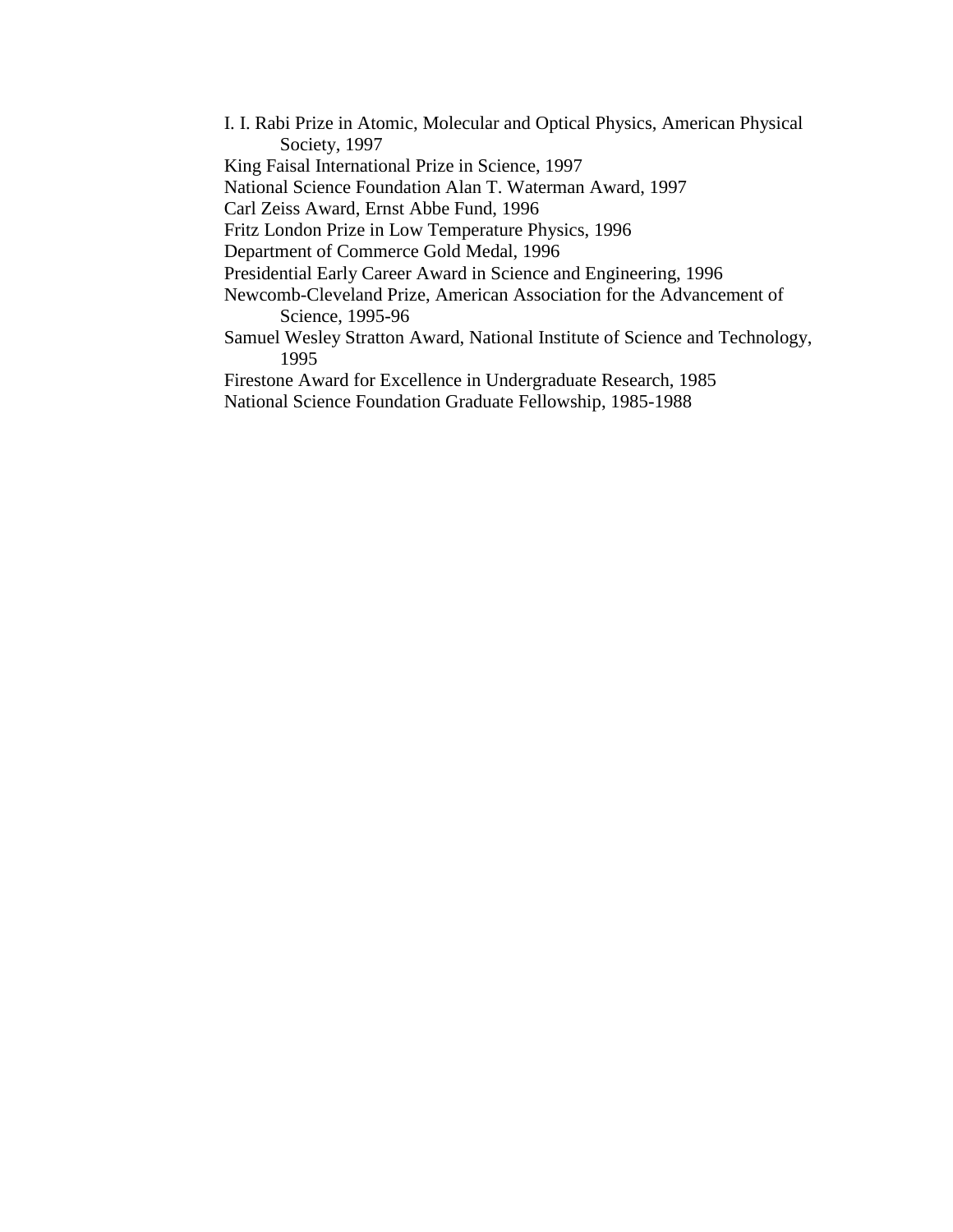I. I. Rabi Prize in Atomic, Molecular and Optical Physics, American Physical Society, 1997
King Faisal International Prize in Science, 1997
National Science Foundation Alan T. Waterman Award, 1997
Carl Zeiss Award, Ernst Abbe Fund, 1996
Fritz London Prize in Low Temperature Physics, 1996
Department of Commerce Gold Medal, 1996
Presidential Early Career Award in Science and Engineering, 1996
Newcomb-Cleveland Prize, American Association for the Advancement of Science, 1995-96
Samuel Wesley Stratton Award, National Institute of Science and Technology, 1995
Firestone Award for Excellence in Undergraduate Research, 1985
National Science Foundation Graduate Fellowship, 1985-1988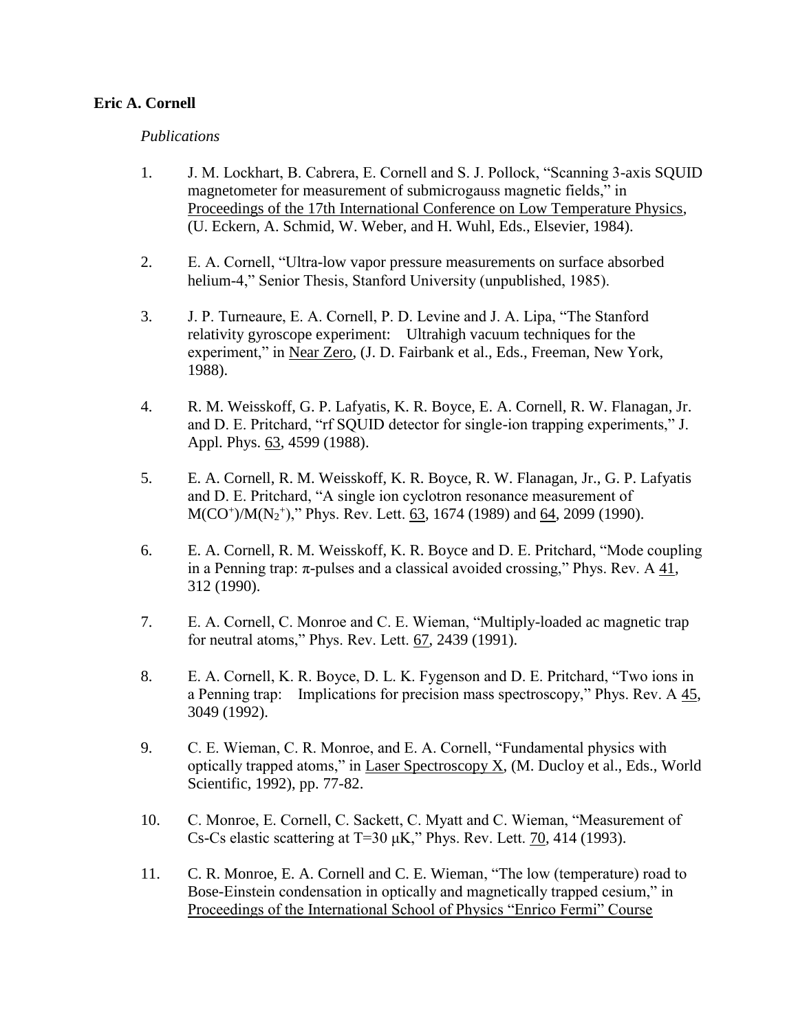**Eric A. Cornell**

*Publications*

1. J. M. Lockhart, B. Cabrera, E. Cornell and S. J. Pollock, "Scanning 3-axis SQUID magnetometer for measurement of submicrogauss magnetic fields," in Proceedings of the 17th International Conference on Low Temperature Physics, (U. Eckern, A. Schmid, W. Weber, and H. Wuhl, Eds., Elsevier, 1984).

2. E. A. Cornell, "Ultra-low vapor pressure measurements on surface absorbed helium-4," Senior Thesis, Stanford University (unpublished, 1985).

3. J. P. Turneaure, E. A. Cornell, P. D. Levine and J. A. Lipa, "The Stanford relativity gyroscope experiment: Ultrahigh vacuum techniques for the experiment," in Near Zero, (J. D. Fairbank et al., Eds., Freeman, New York, 1988).

4. R. M. Weisskoff, G. P. Lafyatis, K. R. Boyce, E. A. Cornell, R. W. Flanagan, Jr. and D. E. Pritchard, "rf SQUID detector for single-ion trapping experiments," J. Appl. Phys. 63, 4599 (1988).

5. E. A. Cornell, R. M. Weisskoff, K. R. Boyce, R. W. Flanagan, Jr., G. P. Lafyatis and D. E. Pritchard, "A single ion cyclotron resonance measurement of $M(CO^+)/M(N_2^+)$," Phys. Rev. Lett. 63, 1674 (1989) and 64, 2099 (1990).

6. E. A. Cornell, R. M. Weisskoff, K. R. Boyce and D. E. Pritchard, "Mode coupling in a Penning trap: $\pi$-pulses and a classical avoided crossing," Phys. Rev. A 41, 312 (1990).

7. E. A. Cornell, C. Monroe and C. E. Wieman, "Multiply-loaded ac magnetic trap for neutral atoms," Phys. Rev. Lett. 67, 2439 (1991).

8. E. A. Cornell, K. R. Boyce, D. L. K. Fygenson and D. E. Pritchard, "Two ions in a Penning trap: Implications for precision mass spectroscopy," Phys. Rev. A 45, 3049 (1992).

9. C. E. Wieman, C. R. Monroe, and E. A. Cornell, "Fundamental physics with optically trapped atoms," in Laser Spectroscopy X, (M. Ducloy et al., Eds., World Scientific, 1992), pp. 77-82.

10. C. Monroe, E. Cornell, C. Sackett, C. Myatt and C. Wieman, "Measurement of Cs-Cs elastic scattering at T=30 μK," Phys. Rev. Lett. 70, 414 (1993).

11. C. R. Monroe, E. A. Cornell and C. E. Wieman, "The low (temperature) road to Bose-Einstein condensation in optically and magnetically trapped cesium," in Proceedings of the International School of Physics "Enrico Fermi" Course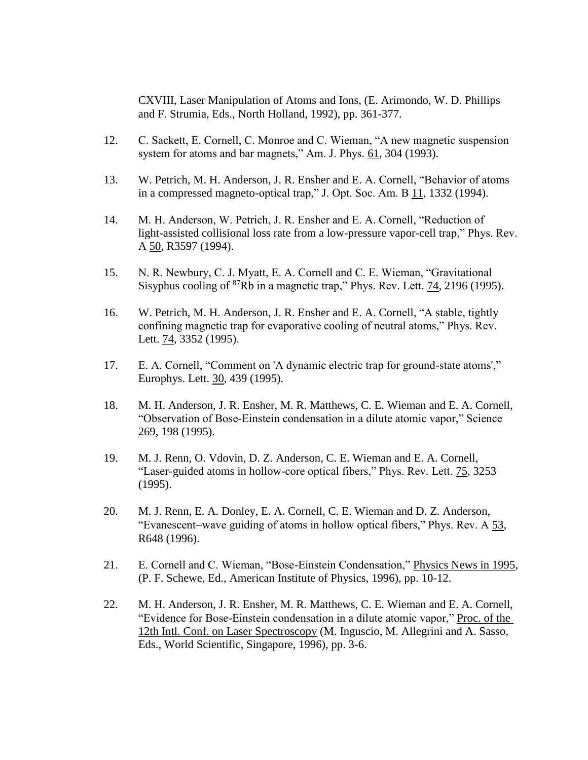CXVIII, Laser Manipulation of Atoms and Ions, (E. Arimondo, W. D. Phillips and F. Strumia, Eds., North Holland, 1992), pp. 361-377.

12. C. Sackett, E. Cornell, C. Monroe and C. Wieman, "A new magnetic suspension system for atoms and bar magnets," Am. J. Phys. 61, 304 (1993).

13. W. Petrich, M. H. Anderson, J. R. Ensher and E. A. Cornell, "Behavior of atoms in a compressed magneto-optical trap," J. Opt. Soc. Am. B 11, 1332 (1994).

14. M. H. Anderson, W. Petrich, J. R. Ensher and E. A. Cornell, "Reduction of light-assisted collisional loss rate from a low-pressure vapor-cell trap," Phys. Rev. A 50, R3597 (1994).

15. N. R. Newbury, C. J. Myatt, E. A. Cornell and C. E. Wieman, "Gravitational Sisyphus cooling of $^{87}$Rb in a magnetic trap," Phys. Rev. Lett. 74, 2196 (1995).

16. W. Petrich, M. H. Anderson, J. R. Ensher and E. A. Cornell, "A stable, tightly confining magnetic trap for evaporative cooling of neutral atoms," Phys. Rev. Lett. 74, 3352 (1995).

17. E. A. Cornell, "Comment on 'A dynamic electric trap for ground-state atoms'," Europhys. Lett. 30, 439 (1995).

18. M. H. Anderson, J. R. Ensher, M. R. Matthews, C. E. Wieman and E. A. Cornell, "Observation of Bose-Einstein condensation in a dilute atomic vapor," Science 269, 198 (1995).

19. M. J. Renn, O. Vdovin, D. Z. Anderson, C. E. Wieman and E. A. Cornell, "Laser-guided atoms in hollow-core optical fibers," Phys. Rev. Lett. 75, 3253 (1995).

20. M. J. Renn, E. A. Donley, E. A. Cornell, C. E. Wieman and D. Z. Anderson, "Evanescent−wave guiding of atoms in hollow optical fibers," Phys. Rev. A 53, R648 (1996).

21. E. Cornell and C. Wieman, "Bose-Einstein Condensation," Physics News in 1995, (P. F. Schewe, Ed., American Institute of Physics, 1996), pp. 10-12.

22. M. H. Anderson, J. R. Ensher, M. R. Matthews, C. E. Wieman and E. A. Cornell, "Evidence for Bose-Einstein condensation in a dilute atomic vapor," Proc. of the 12th Intl. Conf. on Laser Spectroscopy (M. Inguscio, M. Allegrini and A. Sasso, Eds., World Scientific, Singapore, 1996), pp. 3-6.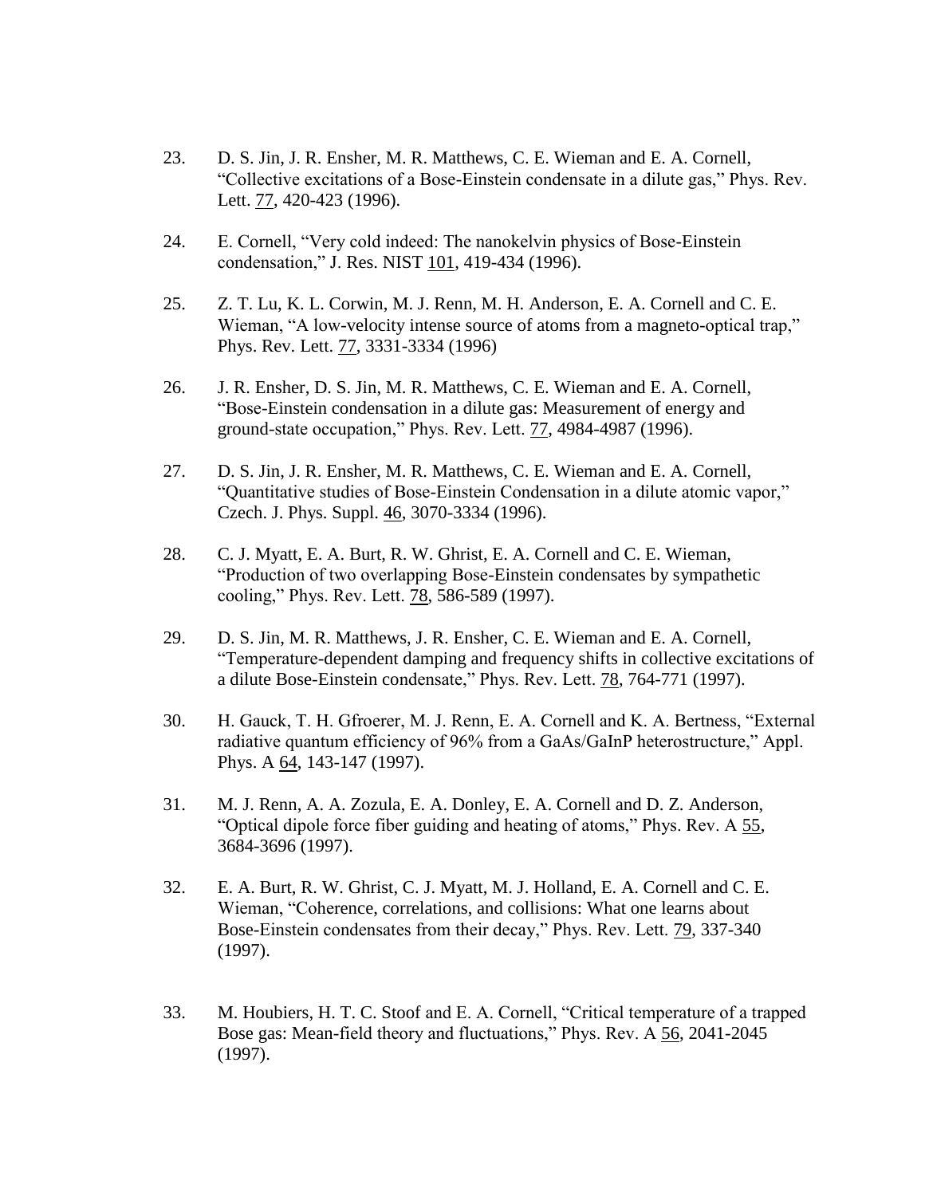23. D. S. Jin, J. R. Ensher, M. R. Matthews, C. E. Wieman and E. A. Cornell, "Collective excitations of a Bose-Einstein condensate in a dilute gas," Phys. Rev. Lett. 77, 420-423 (1996).

24. E. Cornell, "Very cold indeed: The nanokelvin physics of Bose-Einstein condensation," J. Res. NIST 101, 419-434 (1996).

25. Z. T. Lu, K. L. Corwin, M. J. Renn, M. H. Anderson, E. A. Cornell and C. E. Wieman, "A low-velocity intense source of atoms from a magneto-optical trap," Phys. Rev. Lett. 77, 3331-3334 (1996)

26. J. R. Ensher, D. S. Jin, M. R. Matthews, C. E. Wieman and E. A. Cornell, "Bose-Einstein condensation in a dilute gas: Measurement of energy and ground-state occupation," Phys. Rev. Lett. 77, 4984-4987 (1996).

27. D. S. Jin, J. R. Ensher, M. R. Matthews, C. E. Wieman and E. A. Cornell, "Quantitative studies of Bose-Einstein Condensation in a dilute atomic vapor," Czech. J. Phys. Suppl. 46, 3070-3334 (1996).

28. C. J. Myatt, E. A. Burt, R. W. Ghrist, E. A. Cornell and C. E. Wieman, "Production of two overlapping Bose-Einstein condensates by sympathetic cooling," Phys. Rev. Lett. 78, 586-589 (1997).

29. D. S. Jin, M. R. Matthews, J. R. Ensher, C. E. Wieman and E. A. Cornell, "Temperature-dependent damping and frequency shifts in collective excitations of a dilute Bose-Einstein condensate," Phys. Rev. Lett. 78, 764-771 (1997).

30. H. Gauck, T. H. Gfroerer, M. J. Renn, E. A. Cornell and K. A. Bertness, "External radiative quantum efficiency of 96% from a GaAs/GaInP heterostructure," Appl. Phys. A 64, 143-147 (1997).

31. M. J. Renn, A. A. Zozula, E. A. Donley, E. A. Cornell and D. Z. Anderson, "Optical dipole force fiber guiding and heating of atoms," Phys. Rev. A 55, 3684-3696 (1997).

32. E. A. Burt, R. W. Ghrist, C. J. Myatt, M. J. Holland, E. A. Cornell and C. E. Wieman, "Coherence, correlations, and collisions: What one learns about Bose-Einstein condensates from their decay," Phys. Rev. Lett. 79, 337-340 (1997).

33. M. Houbiers, H. T. C. Stoof and E. A. Cornell, "Critical temperature of a trapped Bose gas: Mean-field theory and fluctuations," Phys. Rev. A 56, 2041-2045 (1997).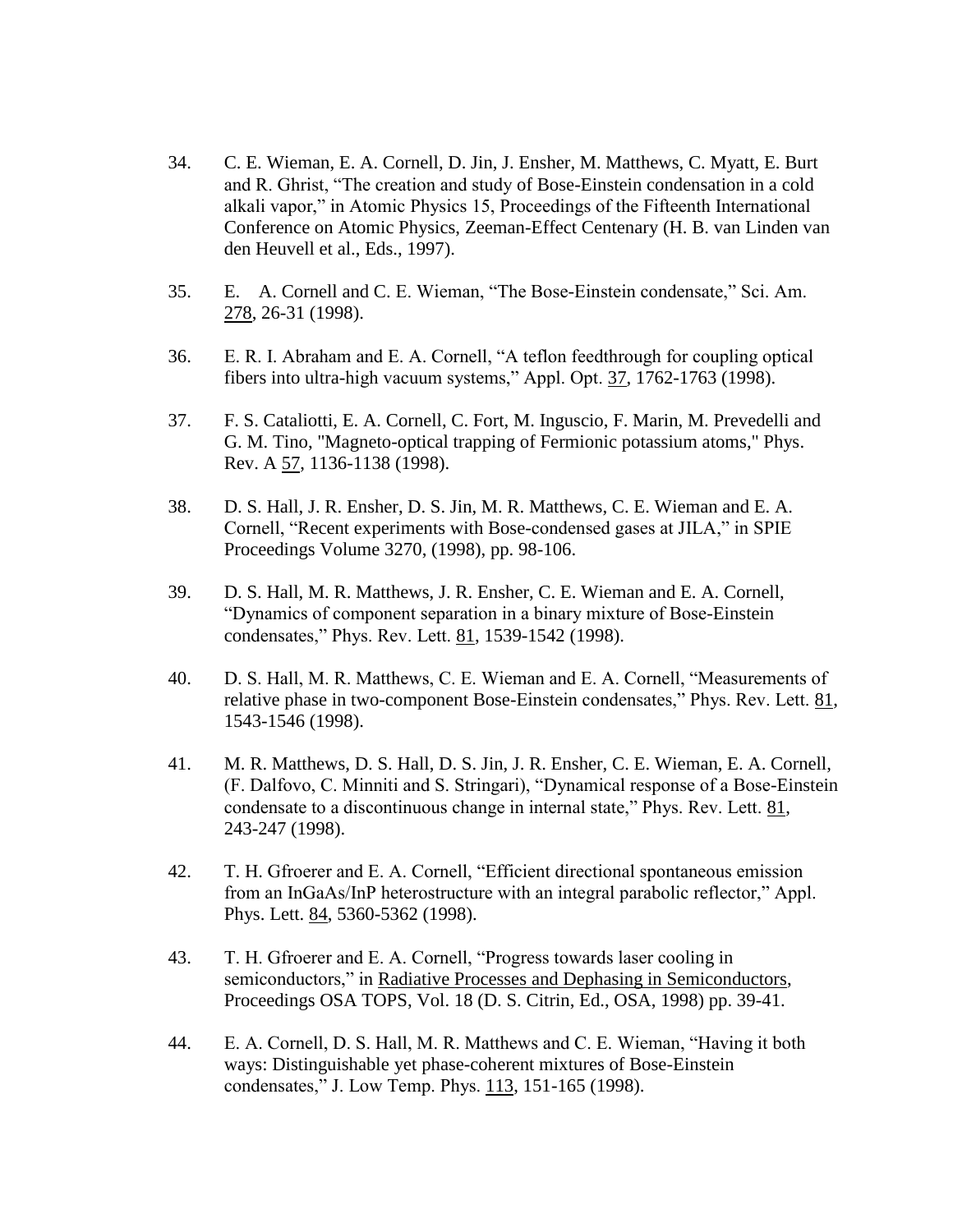34. C. E. Wieman, E. A. Cornell, D. Jin, J. Ensher, M. Matthews, C. Myatt, E. Burt and R. Ghrist, "The creation and study of Bose-Einstein condensation in a cold alkali vapor," in Atomic Physics 15, Proceedings of the Fifteenth International Conference on Atomic Physics, Zeeman-Effect Centenary (H. B. van Linden van den Heuvell et al., Eds., 1997).

35. E. A. Cornell and C. E. Wieman, "The Bose-Einstein condensate," Sci. Am. 278, 26-31 (1998).

36. E. R. I. Abraham and E. A. Cornell, "A teflon feedthrough for coupling optical fibers into ultra-high vacuum systems," Appl. Opt. 37, 1762-1763 (1998).

37. F. S. Cataliotti, E. A. Cornell, C. Fort, M. Inguscio, F. Marin, M. Prevedelli and G. M. Tino, "Magneto-optical trapping of Fermionic potassium atoms," Phys. Rev. A 57, 1136-1138 (1998).

38. D. S. Hall, J. R. Ensher, D. S. Jin, M. R. Matthews, C. E. Wieman and E. A. Cornell, "Recent experiments with Bose-condensed gases at JILA," in SPIE Proceedings Volume 3270, (1998), pp. 98-106.

39. D. S. Hall, M. R. Matthews, J. R. Ensher, C. E. Wieman and E. A. Cornell, "Dynamics of component separation in a binary mixture of Bose-Einstein condensates," Phys. Rev. Lett. 81, 1539-1542 (1998).

40. D. S. Hall, M. R. Matthews, C. E. Wieman and E. A. Cornell, "Measurements of relative phase in two-component Bose-Einstein condensates," Phys. Rev. Lett. 81, 1543-1546 (1998).

41. M. R. Matthews, D. S. Hall, D. S. Jin, J. R. Ensher, C. E. Wieman, E. A. Cornell, (F. Dalfovo, C. Minniti and S. Stringari), "Dynamical response of a Bose-Einstein condensate to a discontinuous change in internal state," Phys. Rev. Lett. 81, 243-247 (1998).

42. T. H. Gfroerer and E. A. Cornell, "Efficient directional spontaneous emission from an InGaAs/InP heterostructure with an integral parabolic reflector," Appl. Phys. Lett. 84, 5360-5362 (1998).

43. T. H. Gfroerer and E. A. Cornell, "Progress towards laser cooling in semiconductors," in Radiative Processes and Dephasing in Semiconductors, Proceedings OSA TOPS, Vol. 18 (D. S. Citrin, Ed., OSA, 1998) pp. 39-41.

44. E. A. Cornell, D. S. Hall, M. R. Matthews and C. E. Wieman, "Having it both ways: Distinguishable yet phase-coherent mixtures of Bose-Einstein condensates," J. Low Temp. Phys. 113, 151-165 (1998).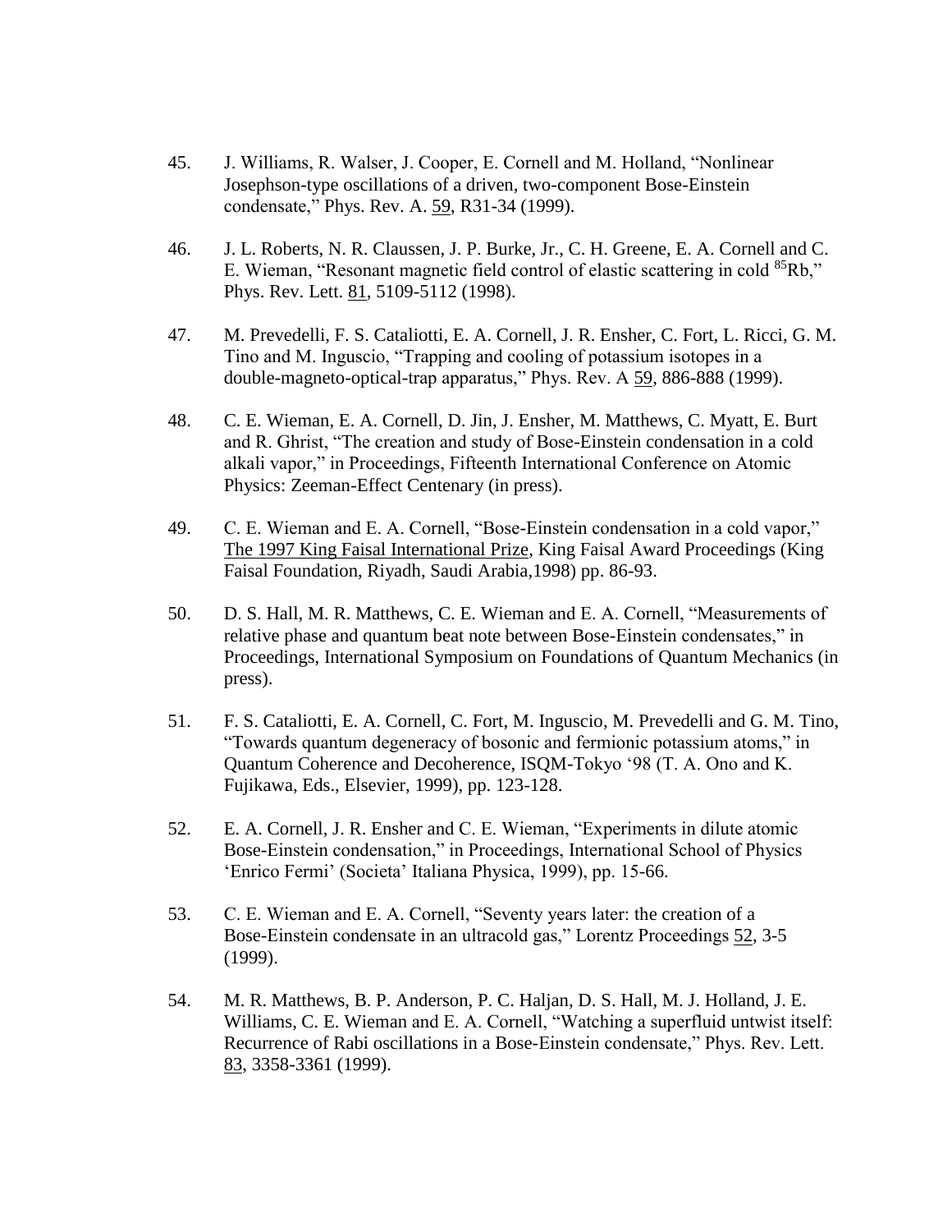45. J. Williams, R. Walser, J. Cooper, E. Cornell and M. Holland, "Nonlinear Josephson-type oscillations of a driven, two-component Bose-Einstein condensate," Phys. Rev. A. 59, R31-34 (1999).

46. J. L. Roberts, N. R. Claussen, J. P. Burke, Jr., C. H. Greene, E. A. Cornell and C. E. Wieman, "Resonant magnetic field control of elastic scattering in cold $^{85}Rb$," Phys. Rev. Lett. 81, 5109-5112 (1998).

47. M. Prevedelli, F. S. Cataliotti, E. A. Cornell, J. R. Ensher, C. Fort, L. Ricci, G. M. Tino and M. Inguscio, "Trapping and cooling of potassium isotopes in a double-magneto-optical-trap apparatus," Phys. Rev. A 59, 886-888 (1999).

48. C. E. Wieman, E. A. Cornell, D. Jin, J. Ensher, M. Matthews, C. Myatt, E. Burt and R. Ghrist, "The creation and study of Bose-Einstein condensation in a cold alkali vapor," in Proceedings, Fifteenth International Conference on Atomic Physics: Zeeman-Effect Centenary (in press).

49. C. E. Wieman and E. A. Cornell, "Bose-Einstein condensation in a cold vapor," The 1997 King Faisal International Prize, King Faisal Award Proceedings (King Faisal Foundation, Riyadh, Saudi Arabia,1998) pp. 86-93.

50. D. S. Hall, M. R. Matthews, C. E. Wieman and E. A. Cornell, "Measurements of relative phase and quantum beat note between Bose-Einstein condensates," in Proceedings, International Symposium on Foundations of Quantum Mechanics (in press).

51. F. S. Cataliotti, E. A. Cornell, C. Fort, M. Inguscio, M. Prevedelli and G. M. Tino, "Towards quantum degeneracy of bosonic and fermionic potassium atoms," in Quantum Coherence and Decoherence, ISQM-Tokyo '98 (T. A. Ono and K. Fujikawa, Eds., Elsevier, 1999), pp. 123-128.

52. E. A. Cornell, J. R. Ensher and C. E. Wieman, "Experiments in dilute atomic Bose-Einstein condensation," in Proceedings, International School of Physics 'Enrico Fermi' (Societa' Italiana Physica, 1999), pp. 15-66.

53. C. E. Wieman and E. A. Cornell, "Seventy years later: the creation of a Bose-Einstein condensate in an ultracold gas," Lorentz Proceedings 52, 3-5 (1999).

54. M. R. Matthews, B. P. Anderson, P. C. Haljan, D. S. Hall, M. J. Holland, J. E. Williams, C. E. Wieman and E. A. Cornell, "Watching a superfluid untwist itself: Recurrence of Rabi oscillations in a Bose-Einstein condensate," Phys. Rev. Lett. 83, 3358-3361 (1999).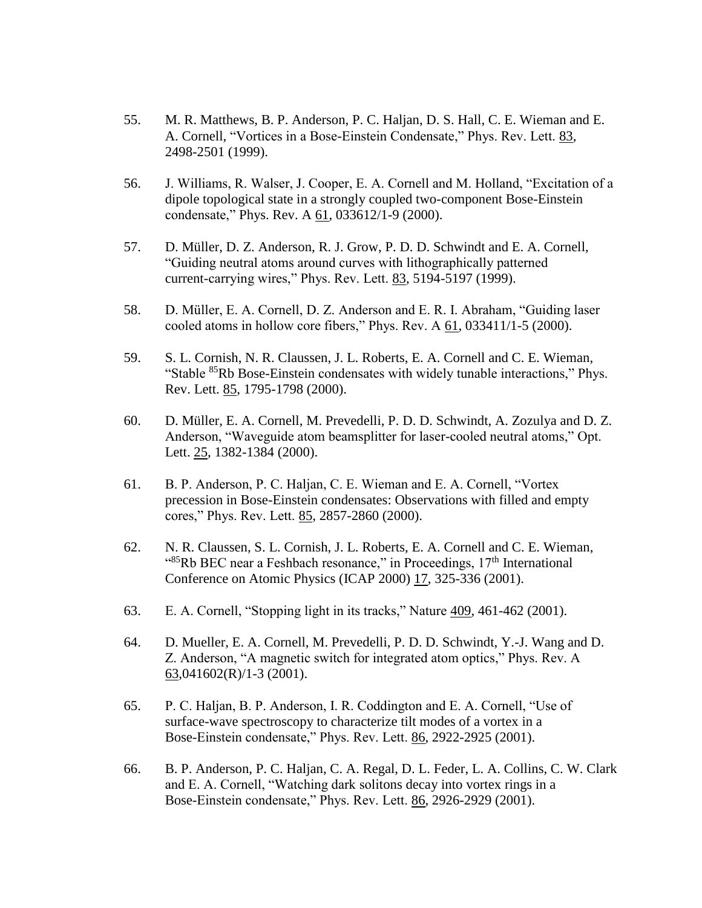55. M. R. Matthews, B. P. Anderson, P. C. Haljan, D. S. Hall, C. E. Wieman and E. A. Cornell, "Vortices in a Bose-Einstein Condensate," Phys. Rev. Lett. 83, 2498-2501 (1999).

56. J. Williams, R. Walser, J. Cooper, E. A. Cornell and M. Holland, "Excitation of a dipole topological state in a strongly coupled two-component Bose-Einstein condensate," Phys. Rev. A 61, 033612/1-9 (2000).

57. D. Müller, D. Z. Anderson, R. J. Grow, P. D. D. Schwindt and E. A. Cornell, "Guiding neutral atoms around curves with lithographically patterned current-carrying wires," Phys. Rev. Lett. 83, 5194-5197 (1999).

58. D. Müller, E. A. Cornell, D. Z. Anderson and E. R. I. Abraham, "Guiding laser cooled atoms in hollow core fibers," Phys. Rev. A 61, 033411/1-5 (2000).

59. S. L. Cornish, N. R. Claussen, J. L. Roberts, E. A. Cornell and C. E. Wieman, "Stable $^{85}$Rb Bose-Einstein condensates with widely tunable interactions," Phys. Rev. Lett. 85, 1795-1798 (2000).

60. D. Müller, E. A. Cornell, M. Prevedelli, P. D. D. Schwindt, A. Zozulya and D. Z. Anderson, "Waveguide atom beamsplitter for laser-cooled neutral atoms," Opt. Lett. 25, 1382-1384 (2000).

61. B. P. Anderson, P. C. Haljan, C. E. Wieman and E. A. Cornell, "Vortex precession in Bose-Einstein condensates: Observations with filled and empty cores," Phys. Rev. Lett. 85, 2857-2860 (2000).

62. N. R. Claussen, S. L. Cornish, J. L. Roberts, E. A. Cornell and C. E. Wieman, "$^{85}$Rb BEC near a Feshbach resonance," in Proceedings, 17$^{th}$ International Conference on Atomic Physics (ICAP 2000) 17, 325-336 (2001).

63. E. A. Cornell, "Stopping light in its tracks," Nature 409, 461-462 (2001).

64. D. Mueller, E. A. Cornell, M. Prevedelli, P. D. D. Schwindt, Y.-J. Wang and D. Z. Anderson, "A magnetic switch for integrated atom optics," Phys. Rev. A 63,041602(R)/1-3 (2001).

65. P. C. Haljan, B. P. Anderson, I. R. Coddington and E. A. Cornell, "Use of surface-wave spectroscopy to characterize tilt modes of a vortex in a Bose-Einstein condensate," Phys. Rev. Lett. 86, 2922-2925 (2001).

66. B. P. Anderson, P. C. Haljan, C. A. Regal, D. L. Feder, L. A. Collins, C. W. Clark and E. A. Cornell, "Watching dark solitons decay into vortex rings in a Bose-Einstein condensate," Phys. Rev. Lett. 86, 2926-2929 (2001).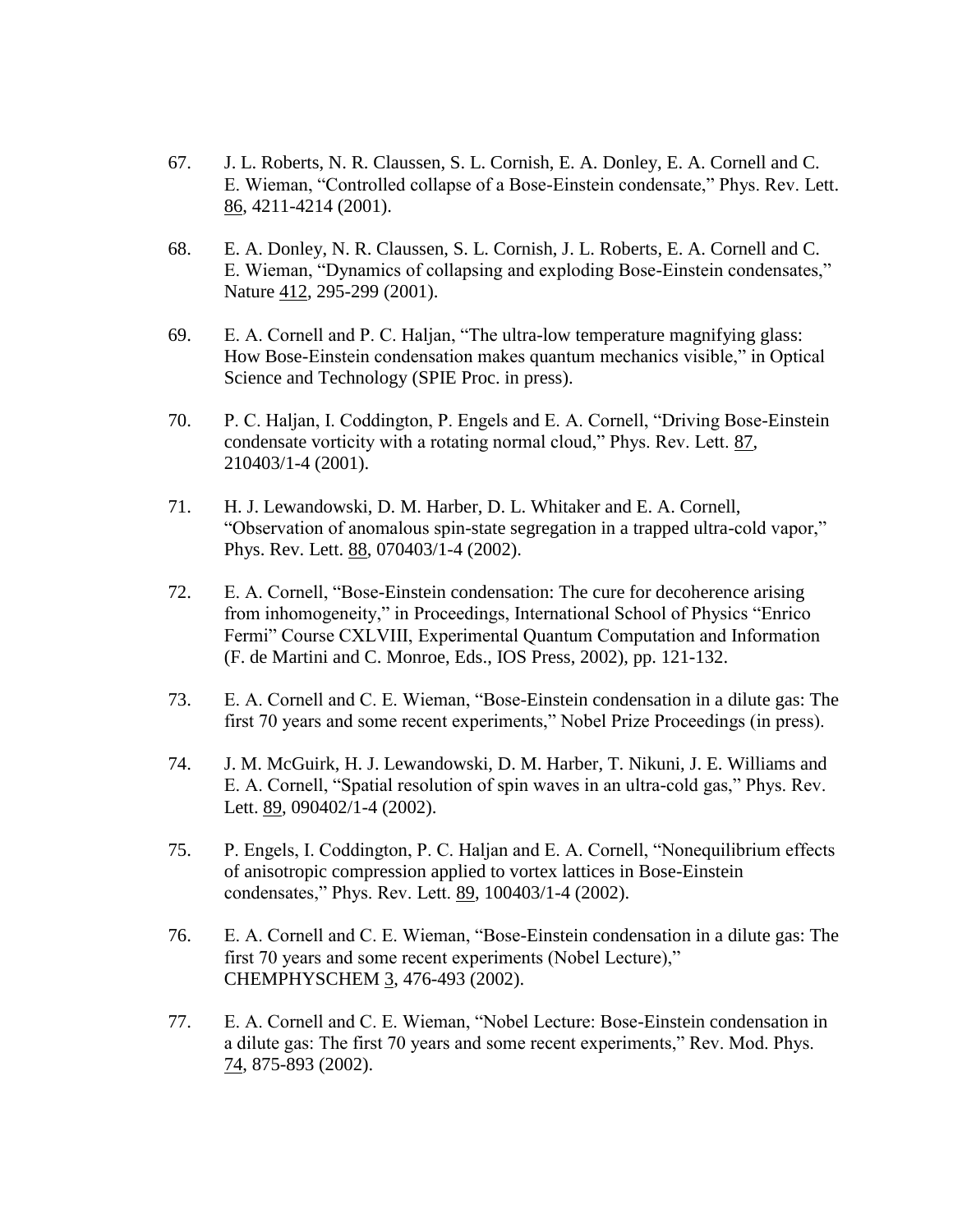67. J. L. Roberts, N. R. Claussen, S. L. Cornish, E. A. Donley, E. A. Cornell and C. E. Wieman, “Controlled collapse of a Bose-Einstein condensate,” Phys. Rev. Lett. 86, 4211-4214 (2001).

68. E. A. Donley, N. R. Claussen, S. L. Cornish, J. L. Roberts, E. A. Cornell and C. E. Wieman, “Dynamics of collapsing and exploding Bose-Einstein condensates,” Nature 412, 295-299 (2001).

69. E. A. Cornell and P. C. Haljan, “The ultra-low temperature magnifying glass: How Bose-Einstein condensation makes quantum mechanics visible,” in Optical Science and Technology (SPIE Proc. in press).

70. P. C. Haljan, I. Coddington, P. Engels and E. A. Cornell, “Driving Bose-Einstein condensate vorticity with a rotating normal cloud,” Phys. Rev. Lett. 87, 210403/1-4 (2001).

71. H. J. Lewandowski, D. M. Harber, D. L. Whitaker and E. A. Cornell, “Observation of anomalous spin-state segregation in a trapped ultra-cold vapor,” Phys. Rev. Lett. 88, 070403/1-4 (2002).

72. E. A. Cornell, “Bose-Einstein condensation: The cure for decoherence arising from inhomogeneity,” in Proceedings, International School of Physics “Enrico Fermi” Course CXLVIII, Experimental Quantum Computation and Information (F. de Martini and C. Monroe, Eds., IOS Press, 2002), pp. 121-132.

73. E. A. Cornell and C. E. Wieman, “Bose-Einstein condensation in a dilute gas: The first 70 years and some recent experiments,” Nobel Prize Proceedings (in press).

74. J. M. McGuirk, H. J. Lewandowski, D. M. Harber, T. Nikuni, J. E. Williams and E. A. Cornell, “Spatial resolution of spin waves in an ultra-cold gas,” Phys. Rev. Lett. 89, 090402/1-4 (2002).

75. P. Engels, I. Coddington, P. C. Haljan and E. A. Cornell, “Nonequilibrium effects of anisotropic compression applied to vortex lattices in Bose-Einstein condensates,” Phys. Rev. Lett. 89, 100403/1-4 (2002).

76. E. A. Cornell and C. E. Wieman, “Bose-Einstein condensation in a dilute gas: The first 70 years and some recent experiments (Nobel Lecture),” CHEMPHYSCHEM 3, 476-493 (2002).

77. E. A. Cornell and C. E. Wieman, “Nobel Lecture: Bose-Einstein condensation in a dilute gas: The first 70 years and some recent experiments,” Rev. Mod. Phys. 74, 875-893 (2002).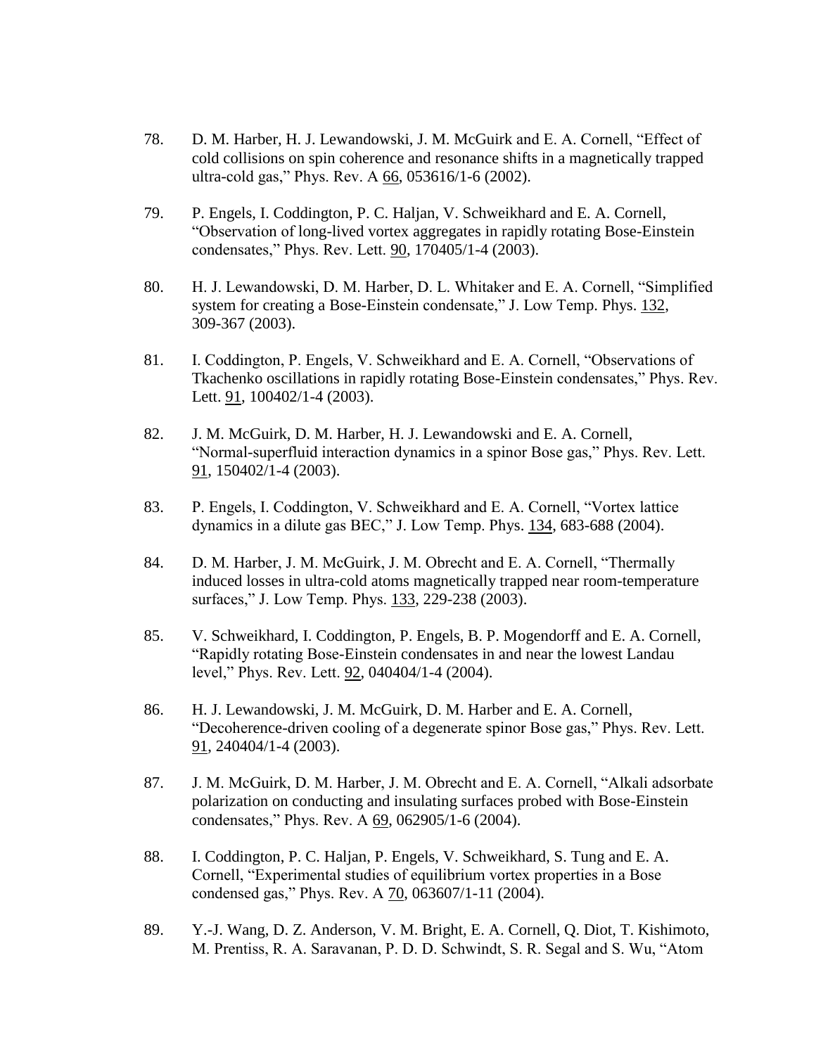78. D. M. Harber, H. J. Lewandowski, J. M. McGuirk and E. A. Cornell, "Effect of cold collisions on spin coherence and resonance shifts in a magnetically trapped ultra-cold gas," Phys. Rev. A 66, 053616/1-6 (2002).

79. P. Engels, I. Coddington, P. C. Haljan, V. Schweikhard and E. A. Cornell, "Observation of long-lived vortex aggregates in rapidly rotating Bose-Einstein condensates," Phys. Rev. Lett. 90, 170405/1-4 (2003).

80. H. J. Lewandowski, D. M. Harber, D. L. Whitaker and E. A. Cornell, "Simplified system for creating a Bose-Einstein condensate," J. Low Temp. Phys. 132, 309-367 (2003).

81. I. Coddington, P. Engels, V. Schweikhard and E. A. Cornell, "Observations of Tkachenko oscillations in rapidly rotating Bose-Einstein condensates," Phys. Rev. Lett. 91, 100402/1-4 (2003).

82. J. M. McGuirk, D. M. Harber, H. J. Lewandowski and E. A. Cornell, "Normal-superfluid interaction dynamics in a spinor Bose gas," Phys. Rev. Lett. 91, 150402/1-4 (2003).

83. P. Engels, I. Coddington, V. Schweikhard and E. A. Cornell, "Vortex lattice dynamics in a dilute gas BEC," J. Low Temp. Phys. 134, 683-688 (2004).

84. D. M. Harber, J. M. McGuirk, J. M. Obrecht and E. A. Cornell, "Thermally induced losses in ultra-cold atoms magnetically trapped near room-temperature surfaces," J. Low Temp. Phys. 133, 229-238 (2003).

85. V. Schweikhard, I. Coddington, P. Engels, B. P. Mogendorff and E. A. Cornell, "Rapidly rotating Bose-Einstein condensates in and near the lowest Landau level," Phys. Rev. Lett. 92, 040404/1-4 (2004).

86. H. J. Lewandowski, J. M. McGuirk, D. M. Harber and E. A. Cornell, "Decoherence-driven cooling of a degenerate spinor Bose gas," Phys. Rev. Lett. 91, 240404/1-4 (2003).

87. J. M. McGuirk, D. M. Harber, J. M. Obrecht and E. A. Cornell, "Alkali adsorbate polarization on conducting and insulating surfaces probed with Bose-Einstein condensates," Phys. Rev. A 69, 062905/1-6 (2004).

88. I. Coddington, P. C. Haljan, P. Engels, V. Schweikhard, S. Tung and E. A. Cornell, "Experimental studies of equilibrium vortex properties in a Bose condensed gas," Phys. Rev. A 70, 063607/1-11 (2004).

89. Y.-J. Wang, D. Z. Anderson, V. M. Bright, E. A. Cornell, Q. Diot, T. Kishimoto, M. Prentiss, R. A. Saravanan, P. D. D. Schwindt, S. R. Segal and S. Wu, "Atom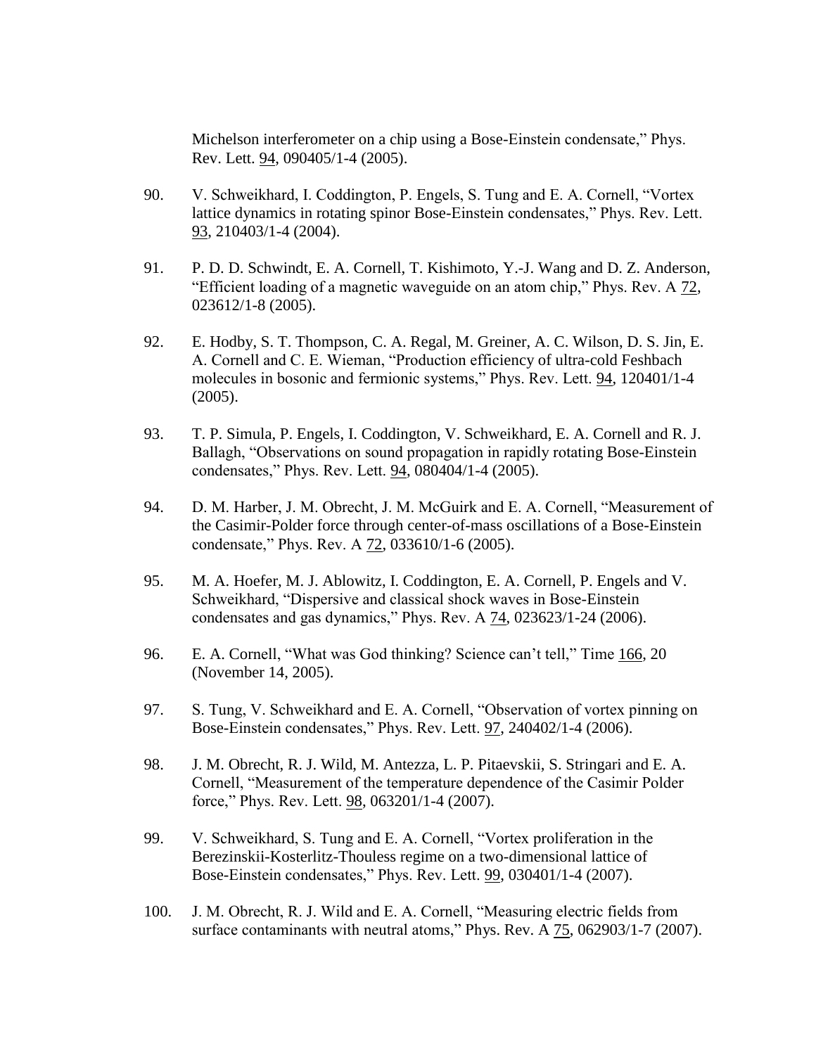Michelson interferometer on a chip using a Bose-Einstein condensate," Phys. Rev. Lett. 94, 090405/1-4 (2005).

90. V. Schweikhard, I. Coddington, P. Engels, S. Tung and E. A. Cornell, "Vortex lattice dynamics in rotating spinor Bose-Einstein condensates," Phys. Rev. Lett. 93, 210403/1-4 (2004).

91. P. D. D. Schwindt, E. A. Cornell, T. Kishimoto, Y.-J. Wang and D. Z. Anderson, "Efficient loading of a magnetic waveguide on an atom chip," Phys. Rev. A 72, 023612/1-8 (2005).

92. E. Hodby, S. T. Thompson, C. A. Regal, M. Greiner, A. C. Wilson, D. S. Jin, E. A. Cornell and C. E. Wieman, "Production efficiency of ultra-cold Feshbach molecules in bosonic and fermionic systems," Phys. Rev. Lett. 94, 120401/1-4 (2005).

93. T. P. Simula, P. Engels, I. Coddington, V. Schweikhard, E. A. Cornell and R. J. Ballagh, "Observations on sound propagation in rapidly rotating Bose-Einstein condensates," Phys. Rev. Lett. 94, 080404/1-4 (2005).

94. D. M. Harber, J. M. Obrecht, J. M. McGuirk and E. A. Cornell, "Measurement of the Casimir-Polder force through center-of-mass oscillations of a Bose-Einstein condensate," Phys. Rev. A 72, 033610/1-6 (2005).

95. M. A. Hoefer, M. J. Ablowitz, I. Coddington, E. A. Cornell, P. Engels and V. Schweikhard, "Dispersive and classical shock waves in Bose-Einstein condensates and gas dynamics," Phys. Rev. A 74, 023623/1-24 (2006).

96. E. A. Cornell, "What was God thinking? Science can't tell," Time 166, 20 (November 14, 2005).

97. S. Tung, V. Schweikhard and E. A. Cornell, "Observation of vortex pinning on Bose-Einstein condensates," Phys. Rev. Lett. 97, 240402/1-4 (2006).

98. J. M. Obrecht, R. J. Wild, M. Antezza, L. P. Pitaevskii, S. Stringari and E. A. Cornell, "Measurement of the temperature dependence of the Casimir Polder force," Phys. Rev. Lett. 98, 063201/1-4 (2007).

99. V. Schweikhard, S. Tung and E. A. Cornell, "Vortex proliferation in the Berezinskii-Kosterlitz-Thouless regime on a two-dimensional lattice of Bose-Einstein condensates," Phys. Rev. Lett. 99, 030401/1-4 (2007).

100. J. M. Obrecht, R. J. Wild and E. A. Cornell, "Measuring electric fields from surface contaminants with neutral atoms," Phys. Rev. A 75, 062903/1-7 (2007).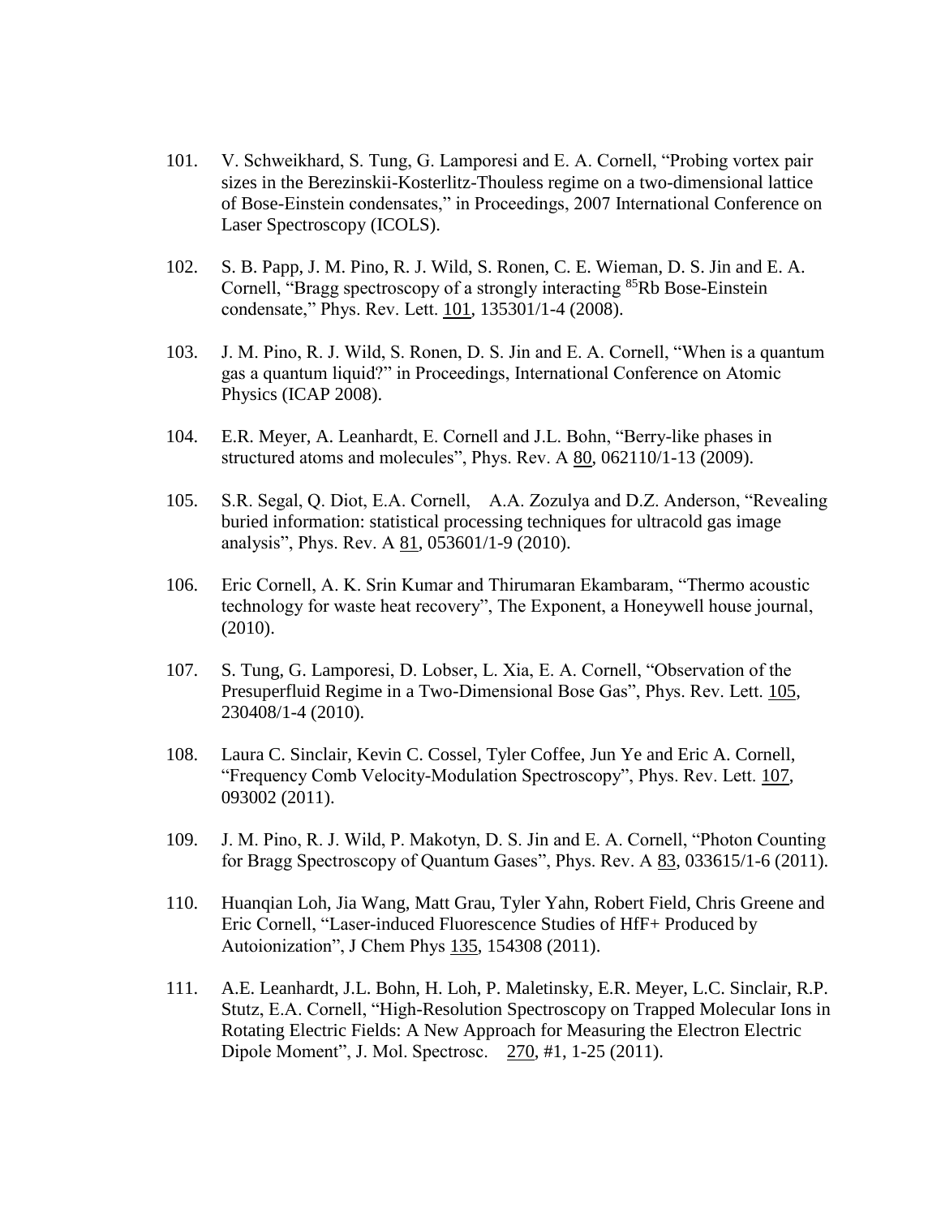101. V. Schweikhard, S. Tung, G. Lamporesi and E. A. Cornell, “Probing vortex pair sizes in the Berezinskii-Kosterlitz-Thouless regime on a two-dimensional lattice of Bose-Einstein condensates,” in Proceedings, 2007 International Conference on Laser Spectroscopy (ICOLS).

102. S. B. Papp, J. M. Pino, R. J. Wild, S. Ronen, C. E. Wieman, D. S. Jin and E. A. Cornell, “Bragg spectroscopy of a strongly interacting $^{85}$Rb Bose-Einstein condensate,” Phys. Rev. Lett. 101, 135301/1-4 (2008).

103. J. M. Pino, R. J. Wild, S. Ronen, D. S. Jin and E. A. Cornell, “When is a quantum gas a quantum liquid?” in Proceedings, International Conference on Atomic Physics (ICAP 2008).

104. E.R. Meyer, A. Leanhardt, E. Cornell and J.L. Bohn, “Berry-like phases in structured atoms and molecules”, Phys. Rev. A 80, 062110/1-13 (2009).

105. S.R. Segal, Q. Diot, E.A. Cornell, A.A. Zozulya and D.Z. Anderson, “Revealing buried information: statistical processing techniques for ultracold gas image analysis”, Phys. Rev. A 81, 053601/1-9 (2010).

106. Eric Cornell, A. K. Srin Kumar and Thirumaran Ekambaram, “Thermo acoustic technology for waste heat recovery”, The Exponent, a Honeywell house journal, (2010).

107. S. Tung, G. Lamporesi, D. Lobser, L. Xia, E. A. Cornell, “Observation of the Presuperfluid Regime in a Two-Dimensional Bose Gas”, Phys. Rev. Lett. 105, 230408/1-4 (2010).

108. Laura C. Sinclair, Kevin C. Cossel, Tyler Coffee, Jun Ye and Eric A. Cornell, “Frequency Comb Velocity-Modulation Spectroscopy”, Phys. Rev. Lett. 107, 093002 (2011).

109. J. M. Pino, R. J. Wild, P. Makotyn, D. S. Jin and E. A. Cornell, “Photon Counting for Bragg Spectroscopy of Quantum Gases”, Phys. Rev. A 83, 033615/1-6 (2011).

110. Huanqian Loh, Jia Wang, Matt Grau, Tyler Yahn, Robert Field, Chris Greene and Eric Cornell, “Laser-induced Fluorescence Studies of HfF+ Produced by Autoionization”, J Chem Phys 135, 154308 (2011).

111. A.E. Leanhardt, J.L. Bohn, H. Loh, P. Maletinsky, E.R. Meyer, L.C. Sinclair, R.P. Stutz, E.A. Cornell, “High-Resolution Spectroscopy on Trapped Molecular Ions in Rotating Electric Fields: A New Approach for Measuring the Electron Electric Dipole Moment”, J. Mol. Spectrosc. 270, #1, 1-25 (2011).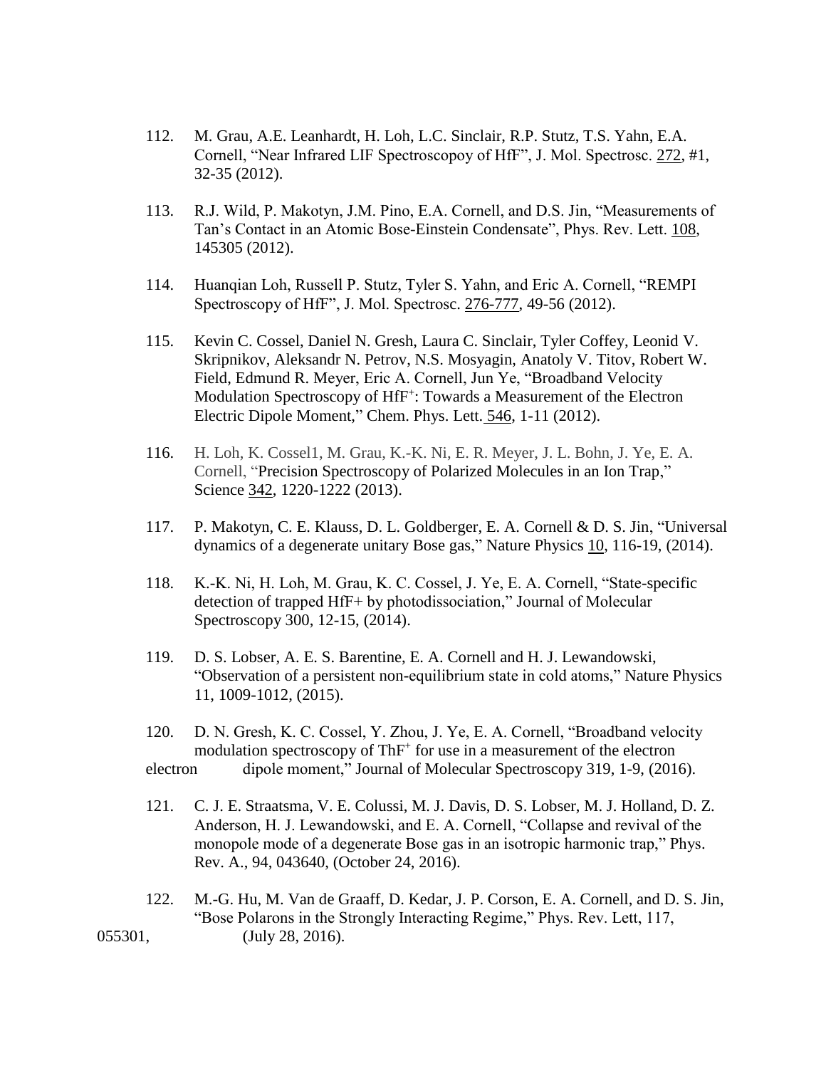112. M. Grau, A.E. Leanhardt, H. Loh, L.C. Sinclair, R.P. Stutz, T.S. Yahn, E.A. Cornell, "Near Infrared LIF Spectroscopoy of HfF", J. Mol. Spectrosc. 272, #1, 32-35 (2012).

113. R.J. Wild, P. Makotyn, J.M. Pino, E.A. Cornell, and D.S. Jin, "Measurements of Tan's Contact in an Atomic Bose-Einstein Condensate", Phys. Rev. Lett. 108, 145305 (2012).

114. Huanqian Loh, Russell P. Stutz, Tyler S. Yahn, and Eric A. Cornell, "REMPI Spectroscopy of HfF", J. Mol. Spectrosc. 276-777, 49-56 (2012).

115. Kevin C. Cossel, Daniel N. Gresh, Laura C. Sinclair, Tyler Coffey, Leonid V. Skripnikov, Aleksandr N. Petrov, N.S. Mosyagin, Anatoly V. Titov, Robert W. Field, Edmund R. Meyer, Eric A. Cornell, Jun Ye, "Broadband Velocity Modulation Spectroscopy of $HfF^+$: Towards a Measurement of the Electron Electric Dipole Moment," Chem. Phys. Lett. 546, 1-11 (2012).

116. H. Loh, K. Cossel1, M. Grau, K.-K. Ni, E. R. Meyer, J. L. Bohn, J. Ye, E. A. Cornell, "Precision Spectroscopy of Polarized Molecules in an Ion Trap," Science 342, 1220-1222 (2013).

117. P. Makotyn, C. E. Klauss, D. L. Goldberger, E. A. Cornell & D. S. Jin, "Universal dynamics of a degenerate unitary Bose gas," Nature Physics 10, 116-19, (2014).

118. K.-K. Ni, H. Loh, M. Grau, K. C. Cossel, J. Ye, E. A. Cornell, "State-specific detection of trapped HfF+ by photodissociation," Journal of Molecular Spectroscopy 300, 12-15, (2014).

119. D. S. Lobser, A. E. S. Barentine, E. A. Cornell and H. J. Lewandowski, "Observation of a persistent non-equilibrium state in cold atoms," Nature Physics 11, 1009-1012, (2015).

120. D. N. Gresh, K. C. Cossel, Y. Zhou, J. Ye, E. A. Cornell, "Broadband velocity modulation spectroscopy of $ThF^+$ for use in a measurement of the electron electron dipole moment," Journal of Molecular Spectroscopy 319, 1-9, (2016).

121. C. J. E. Straatsma, V. E. Colussi, M. J. Davis, D. S. Lobser, M. J. Holland, D. Z. Anderson, H. J. Lewandowski, and E. A. Cornell, "Collapse and revival of the monopole mode of a degenerate Bose gas in an isotropic harmonic trap," Phys. Rev. A., 94, 043640, (October 24, 2016).

122. M.-G. Hu, M. Van de Graaff, D. Kedar, J. P. Corson, E. A. Cornell, and D. S. Jin, "Bose Polarons in the Strongly Interacting Regime," Phys. Rev. Lett, 117, 055301, (July 28, 2016).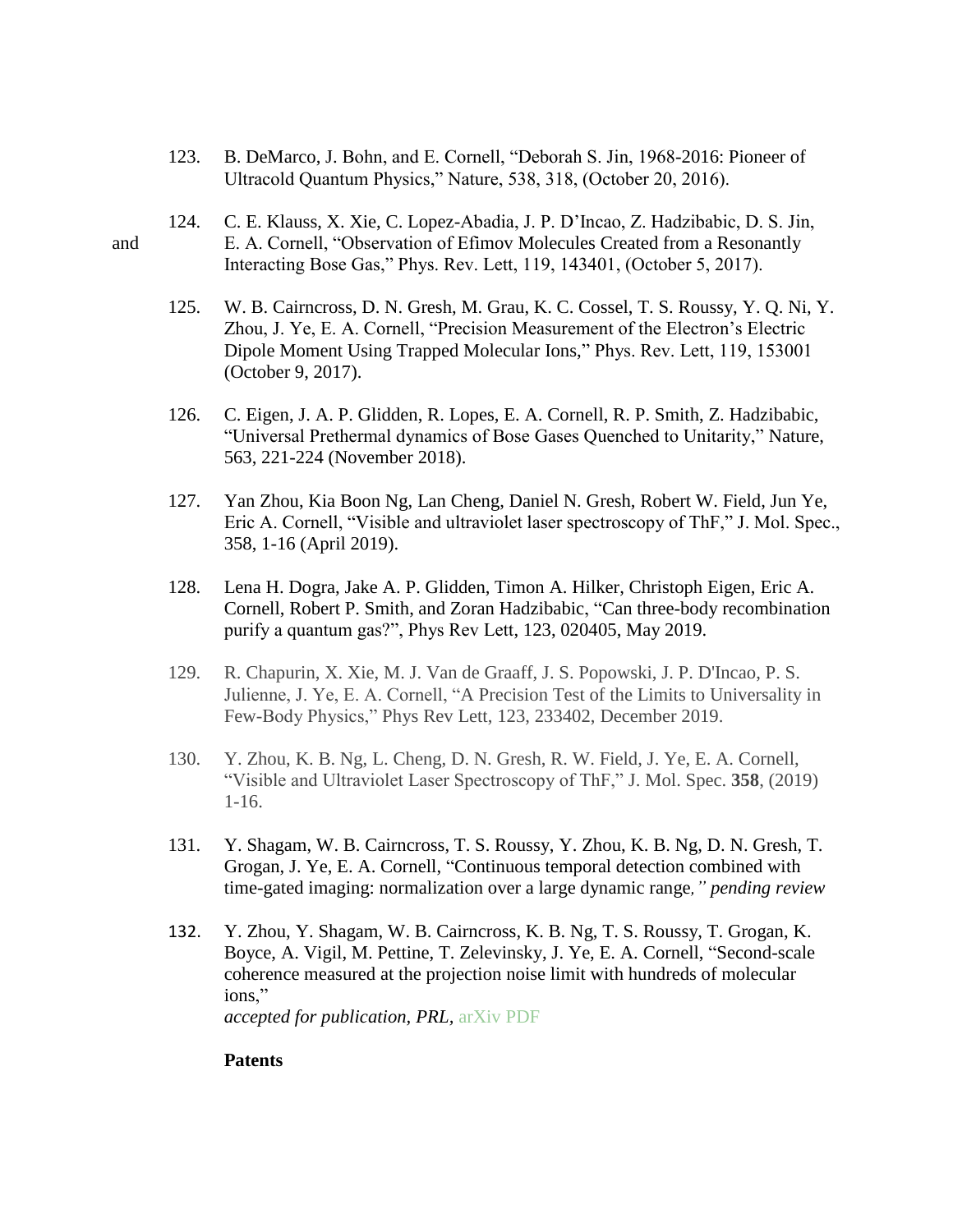123. B. DeMarco, J. Bohn, and E. Cornell, “Deborah S. Jin, 1968-2016: Pioneer of Ultracold Quantum Physics,” Nature, 538, 318, (October 20, 2016).

124. C. E. Klauss, X. Xie, C. Lopez-Abadia, J. P. D’Incao, Z. Hadzibabic, D. S. Jin, and E. A. Cornell, “Observation of Efimov Molecules Created from a Resonantly Interacting Bose Gas,” Phys. Rev. Lett, 119, 143401, (October 5, 2017).

125. W. B. Cairncross, D. N. Gresh, M. Grau, K. C. Cossel, T. S. Roussy, Y. Q. Ni, Y. Zhou, J. Ye, E. A. Cornell, “Precision Measurement of the Electron’s Electric Dipole Moment Using Trapped Molecular Ions,” Phys. Rev. Lett, 119, 153001 (October 9, 2017).

126. C. Eigen, J. A. P. Glidden, R. Lopes, E. A. Cornell, R. P. Smith, Z. Hadzibabic, “Universal Prethermal dynamics of Bose Gases Quenched to Unitarity,” Nature, 563, 221-224 (November 2018).

127. Yan Zhou, Kia Boon Ng, Lan Cheng, Daniel N. Gresh, Robert W. Field, Jun Ye, Eric A. Cornell, “Visible and ultraviolet laser spectroscopy of ThF,” J. Mol. Spec., 358, 1-16 (April 2019).

128. Lena H. Dogra, Jake A. P. Glidden, Timon A. Hilker, Christoph Eigen, Eric A. Cornell, Robert P. Smith, and Zoran Hadzibabic, “Can three-body recombination purify a quantum gas?”, Phys Rev Lett, 123, 020405, May 2019.

129. R. Chapurin, X. Xie, M. J. Van de Graaff, J. S. Popowski, J. P. D'Incao, P. S. Julienne, J. Ye, E. A. Cornell, “A Precision Test of the Limits to Universality in Few-Body Physics,” Phys Rev Lett, 123, 233402, December 2019.

130. Y. Zhou, K. B. Ng, L. Cheng, D. N. Gresh, R. W. Field, J. Ye, E. A. Cornell, “Visible and Ultraviolet Laser Spectroscopy of ThF,” J. Mol. Spec. **358**, (2019) 1-16.

131. Y. Shagam, W. B. Cairncross, T. S. Roussy, Y. Zhou, K. B. Ng, D. N. Gresh, T. Grogan, J. Ye, E. A. Cornell, “Continuous temporal detection combined with time-gated imaging: normalization over a large dynamic range*,” pending review*

132. Y. Zhou, Y. Shagam, W. B. Cairncross, K. B. Ng, T. S. Roussy, T. Grogan, K. Boyce, A. Vigil, M. Pettine, T. Zelevinsky, J. Ye, E. A. Cornell, “Second-scale coherence measured at the projection noise limit with hundreds of molecular ions,” *accepted for publication, PRL*, arXiv PDF

**Patents**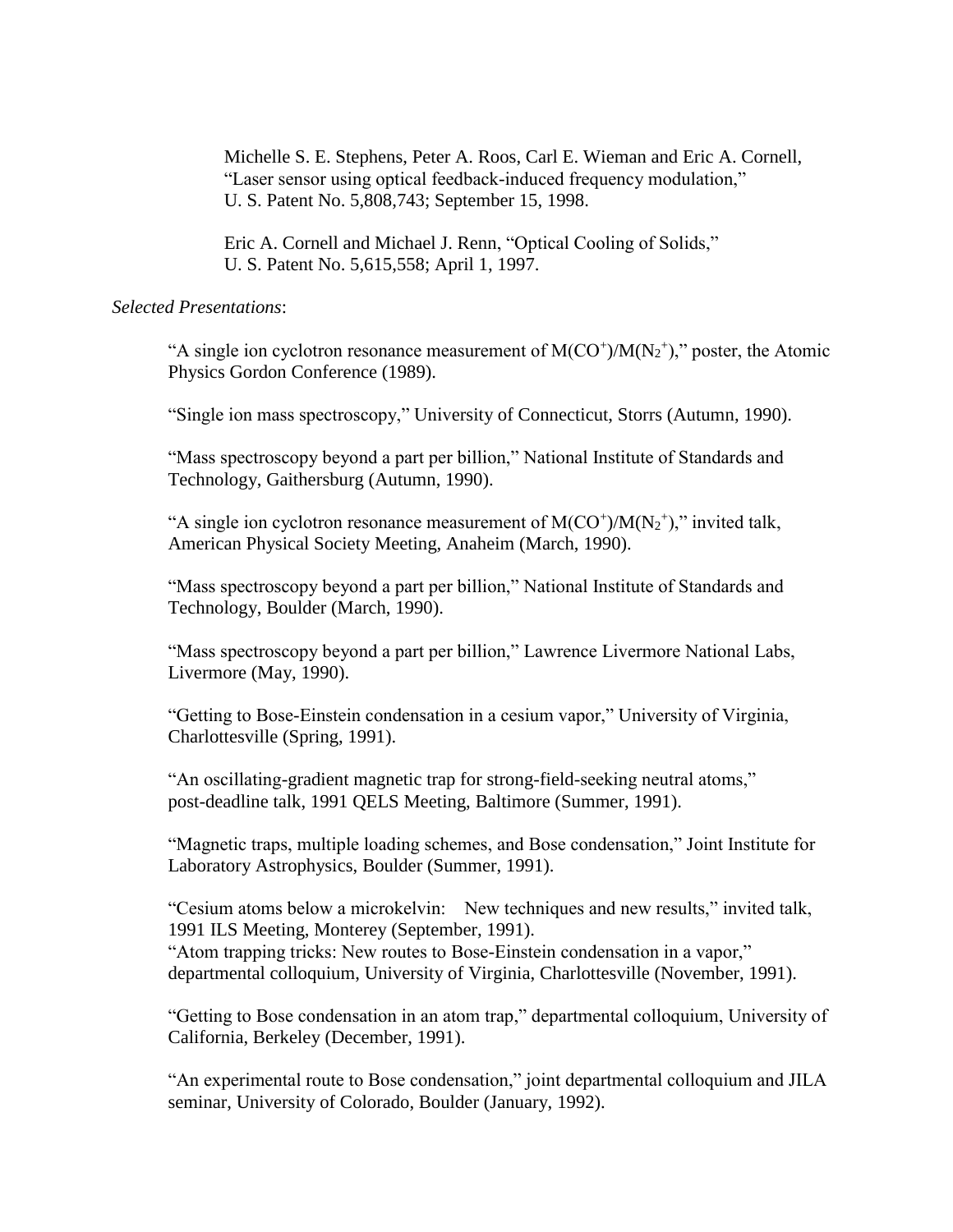Michelle S. E. Stephens, Peter A. Roos, Carl E. Wieman and Eric A. Cornell, "Laser sensor using optical feedback-induced frequency modulation," U. S. Patent No. 5,808,743; September 15, 1998.

Eric A. Cornell and Michael J. Renn, "Optical Cooling of Solids," U. S. Patent No. 5,615,558; April 1, 1997.

*Selected Presentations*:

"A single ion cyclotron resonance measurement of $M(CO^{+})/M(N_2^{+})$," poster, the Atomic Physics Gordon Conference (1989).

"Single ion mass spectroscopy," University of Connecticut, Storrs (Autumn, 1990).

"Mass spectroscopy beyond a part per billion," National Institute of Standards and Technology, Gaithersburg (Autumn, 1990).

"A single ion cyclotron resonance measurement of $M(CO^{+})/M(N_2^{+})$," invited talk, American Physical Society Meeting, Anaheim (March, 1990).

"Mass spectroscopy beyond a part per billion," National Institute of Standards and Technology, Boulder (March, 1990).

"Mass spectroscopy beyond a part per billion," Lawrence Livermore National Labs, Livermore (May, 1990).

"Getting to Bose-Einstein condensation in a cesium vapor," University of Virginia, Charlottesville (Spring, 1991).

"An oscillating-gradient magnetic trap for strong-field-seeking neutral atoms," post-deadline talk, 1991 QELS Meeting, Baltimore (Summer, 1991).

"Magnetic traps, multiple loading schemes, and Bose condensation," Joint Institute for Laboratory Astrophysics, Boulder (Summer, 1991).

"Cesium atoms below a microkelvin: New techniques and new results," invited talk, 1991 ILS Meeting, Monterey (September, 1991).

"Atom trapping tricks: New routes to Bose-Einstein condensation in a vapor," departmental colloquium, University of Virginia, Charlottesville (November, 1991).

"Getting to Bose condensation in an atom trap," departmental colloquium, University of California, Berkeley (December, 1991).

"An experimental route to Bose condensation," joint departmental colloquium and JILA seminar, University of Colorado, Boulder (January, 1992).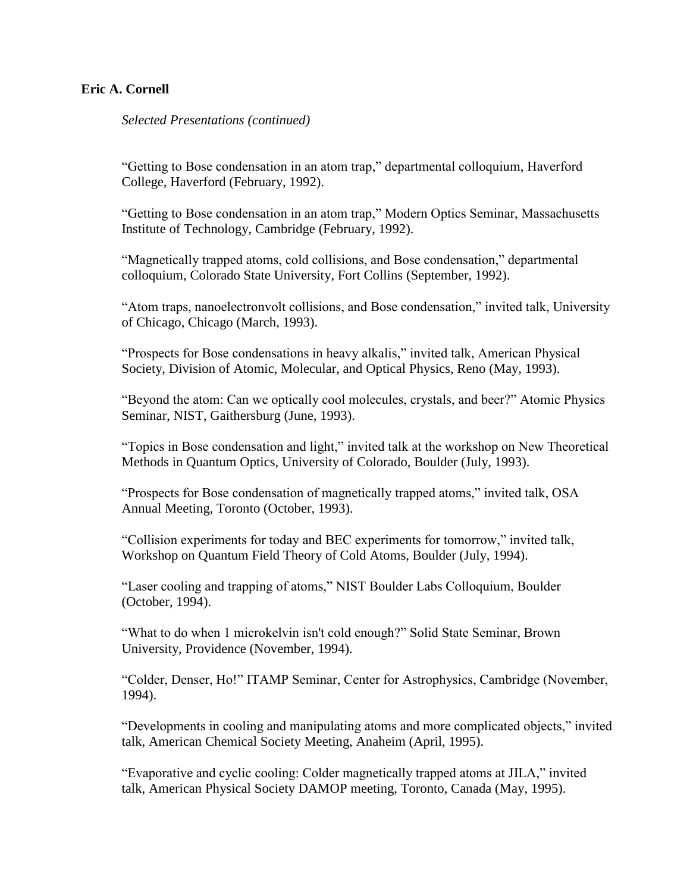**Eric A. Cornell**

*Selected Presentations (continued)*

"Getting to Bose condensation in an atom trap," departmental colloquium, Haverford College, Haverford (February, 1992).

"Getting to Bose condensation in an atom trap," Modern Optics Seminar, Massachusetts Institute of Technology, Cambridge (February, 1992).

"Magnetically trapped atoms, cold collisions, and Bose condensation," departmental colloquium, Colorado State University, Fort Collins (September, 1992).

"Atom traps, nanoelectronvolt collisions, and Bose condensation," invited talk, University of Chicago, Chicago (March, 1993).

"Prospects for Bose condensations in heavy alkalis," invited talk, American Physical Society, Division of Atomic, Molecular, and Optical Physics, Reno (May, 1993).

"Beyond the atom: Can we optically cool molecules, crystals, and beer?" Atomic Physics Seminar, NIST, Gaithersburg (June, 1993).

"Topics in Bose condensation and light," invited talk at the workshop on New Theoretical Methods in Quantum Optics, University of Colorado, Boulder (July, 1993).

"Prospects for Bose condensation of magnetically trapped atoms," invited talk, OSA Annual Meeting, Toronto (October, 1993).

"Collision experiments for today and BEC experiments for tomorrow," invited talk, Workshop on Quantum Field Theory of Cold Atoms, Boulder (July, 1994).

"Laser cooling and trapping of atoms," NIST Boulder Labs Colloquium, Boulder (October, 1994).

"What to do when 1 microkelvin isn't cold enough?" Solid State Seminar, Brown University, Providence (November, 1994).

"Colder, Denser, Ho!" ITAMP Seminar, Center for Astrophysics, Cambridge (November, 1994).

"Developments in cooling and manipulating atoms and more complicated objects," invited talk, American Chemical Society Meeting, Anaheim (April, 1995).

"Evaporative and cyclic cooling: Colder magnetically trapped atoms at JILA," invited talk, American Physical Society DAMOP meeting, Toronto, Canada (May, 1995).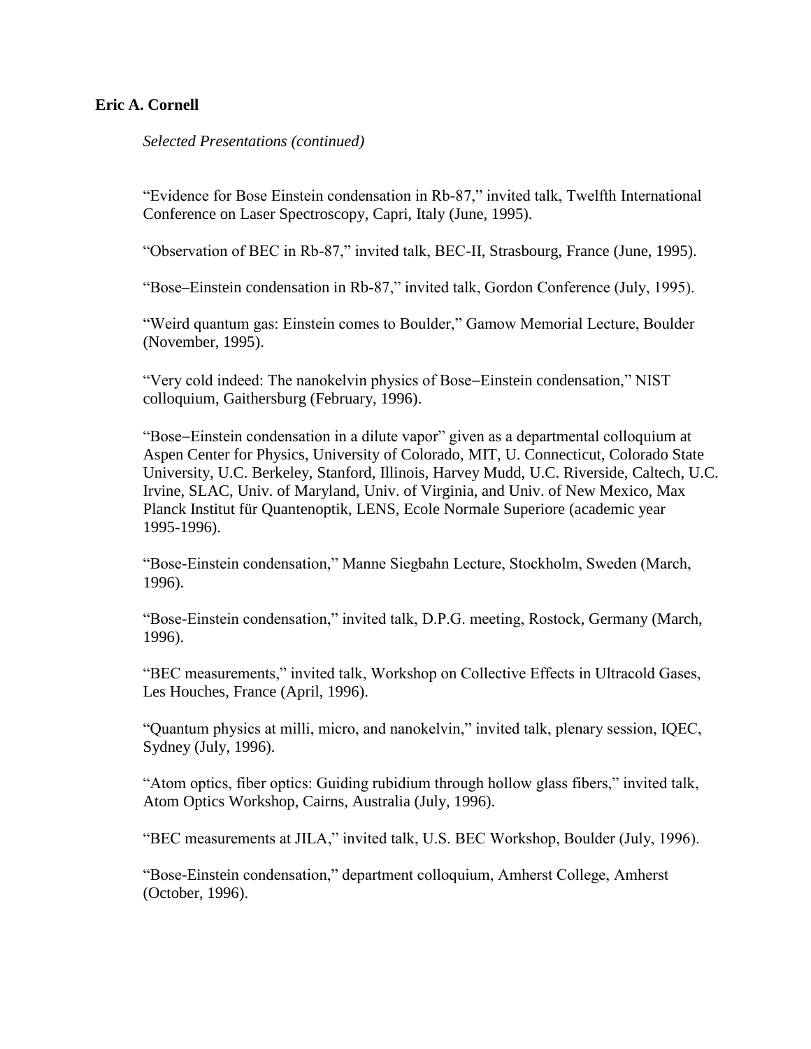**Eric A. Cornell**

*Selected Presentations (continued)*

"Evidence for Bose Einstein condensation in Rb-87," invited talk, Twelfth International Conference on Laser Spectroscopy, Capri, Italy (June, 1995).

"Observation of BEC in Rb-87," invited talk, BEC-II, Strasbourg, France (June, 1995).

"Bose–Einstein condensation in Rb-87," invited talk, Gordon Conference (July, 1995).

"Weird quantum gas: Einstein comes to Boulder," Gamow Memorial Lecture, Boulder (November, 1995).

"Very cold indeed: The nanokelvin physics of Bose–Einstein condensation," NIST colloquium, Gaithersburg (February, 1996).

"Bose–Einstein condensation in a dilute vapor" given as a departmental colloquium at Aspen Center for Physics, University of Colorado, MIT, U. Connecticut, Colorado State University, U.C. Berkeley, Stanford, Illinois, Harvey Mudd, U.C. Riverside, Caltech, U.C. Irvine, SLAC, Univ. of Maryland, Univ. of Virginia, and Univ. of New Mexico, Max Planck Institut für Quantenoptik, LENS, Ecole Normale Superiore (academic year 1995-1996).

"Bose-Einstein condensation," Manne Siegbahn Lecture, Stockholm, Sweden (March, 1996).

"Bose-Einstein condensation," invited talk, D.P.G. meeting, Rostock, Germany (March, 1996).

"BEC measurements," invited talk, Workshop on Collective Effects in Ultracold Gases, Les Houches, France (April, 1996).

"Quantum physics at milli, micro, and nanokelvin," invited talk, plenary session, IQEC, Sydney (July, 1996).

"Atom optics, fiber optics: Guiding rubidium through hollow glass fibers," invited talk, Atom Optics Workshop, Cairns, Australia (July, 1996).

"BEC measurements at JILA," invited talk, U.S. BEC Workshop, Boulder (July, 1996).

"Bose-Einstein condensation," department colloquium, Amherst College, Amherst (October, 1996).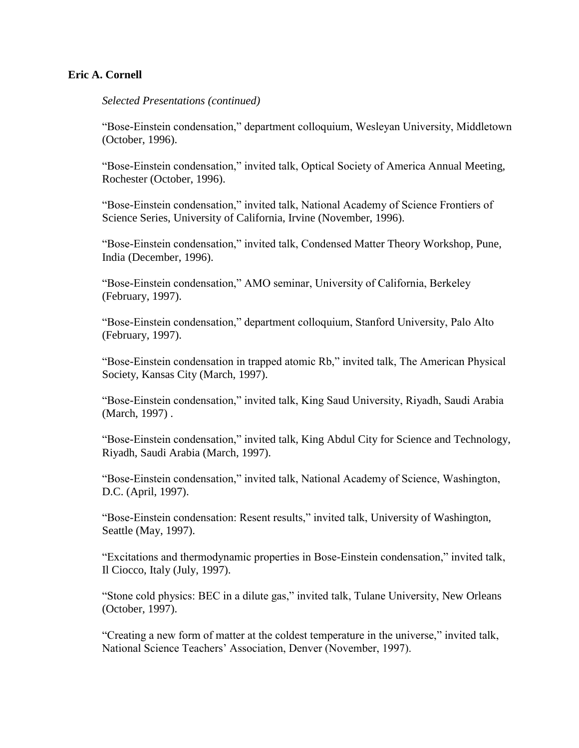**Eric A. Cornell**

*Selected Presentations (continued)*

"Bose-Einstein condensation," department colloquium, Wesleyan University, Middletown (October, 1996).

"Bose-Einstein condensation," invited talk, Optical Society of America Annual Meeting, Rochester (October, 1996).

"Bose-Einstein condensation," invited talk, National Academy of Science Frontiers of Science Series, University of California, Irvine (November, 1996).

"Bose-Einstein condensation," invited talk, Condensed Matter Theory Workshop, Pune, India (December, 1996).

"Bose-Einstein condensation," AMO seminar, University of California, Berkeley (February, 1997).

"Bose-Einstein condensation," department colloquium, Stanford University, Palo Alto (February, 1997).

"Bose-Einstein condensation in trapped atomic Rb," invited talk, The American Physical Society, Kansas City (March, 1997).

"Bose-Einstein condensation," invited talk, King Saud University, Riyadh, Saudi Arabia (March, 1997) .

"Bose-Einstein condensation," invited talk, King Abdul City for Science and Technology, Riyadh, Saudi Arabia (March, 1997).

"Bose-Einstein condensation," invited talk, National Academy of Science, Washington, D.C. (April, 1997).

"Bose-Einstein condensation: Resent results," invited talk, University of Washington, Seattle (May, 1997).

"Excitations and thermodynamic properties in Bose-Einstein condensation," invited talk, Il Ciocco, Italy (July, 1997).

"Stone cold physics: BEC in a dilute gas," invited talk, Tulane University, New Orleans (October, 1997).

"Creating a new form of matter at the coldest temperature in the universe," invited talk, National Science Teachers' Association, Denver (November, 1997).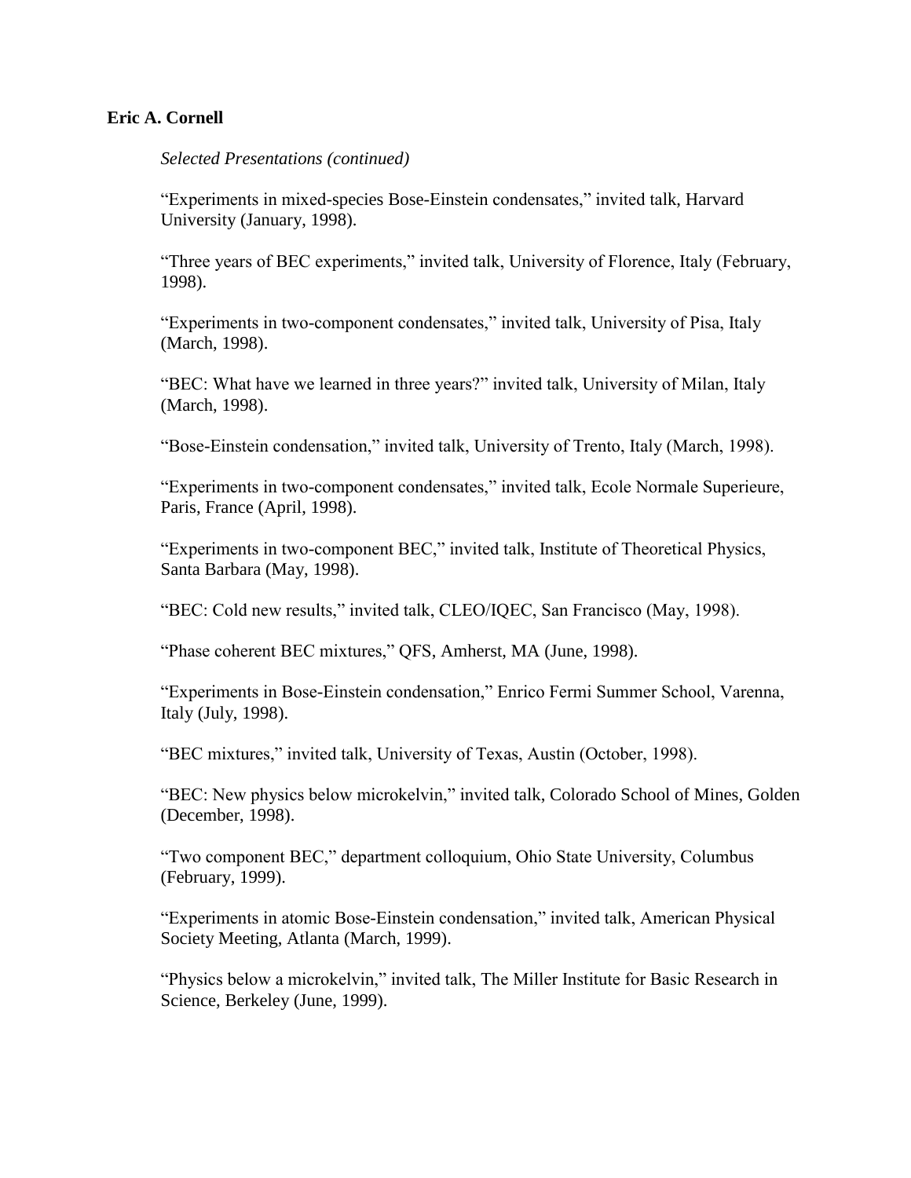**Eric A. Cornell**

*Selected Presentations (continued)*

"Experiments in mixed-species Bose-Einstein condensates," invited talk, Harvard University (January, 1998).

"Three years of BEC experiments," invited talk, University of Florence, Italy (February, 1998).

"Experiments in two-component condensates," invited talk, University of Pisa, Italy (March, 1998).

"BEC: What have we learned in three years?" invited talk, University of Milan, Italy (March, 1998).

"Bose-Einstein condensation," invited talk, University of Trento, Italy (March, 1998).

"Experiments in two-component condensates," invited talk, Ecole Normale Superieure, Paris, France (April, 1998).

"Experiments in two-component BEC," invited talk, Institute of Theoretical Physics, Santa Barbara (May, 1998).

"BEC: Cold new results," invited talk, CLEO/IQEC, San Francisco (May, 1998).

"Phase coherent BEC mixtures," QFS, Amherst, MA (June, 1998).

"Experiments in Bose-Einstein condensation," Enrico Fermi Summer School, Varenna, Italy (July, 1998).

"BEC mixtures," invited talk, University of Texas, Austin (October, 1998).

"BEC: New physics below microkelvin," invited talk, Colorado School of Mines, Golden (December, 1998).

"Two component BEC," department colloquium, Ohio State University, Columbus (February, 1999).

"Experiments in atomic Bose-Einstein condensation," invited talk, American Physical Society Meeting, Atlanta (March, 1999).

"Physics below a microkelvin," invited talk, The Miller Institute for Basic Research in Science, Berkeley (June, 1999).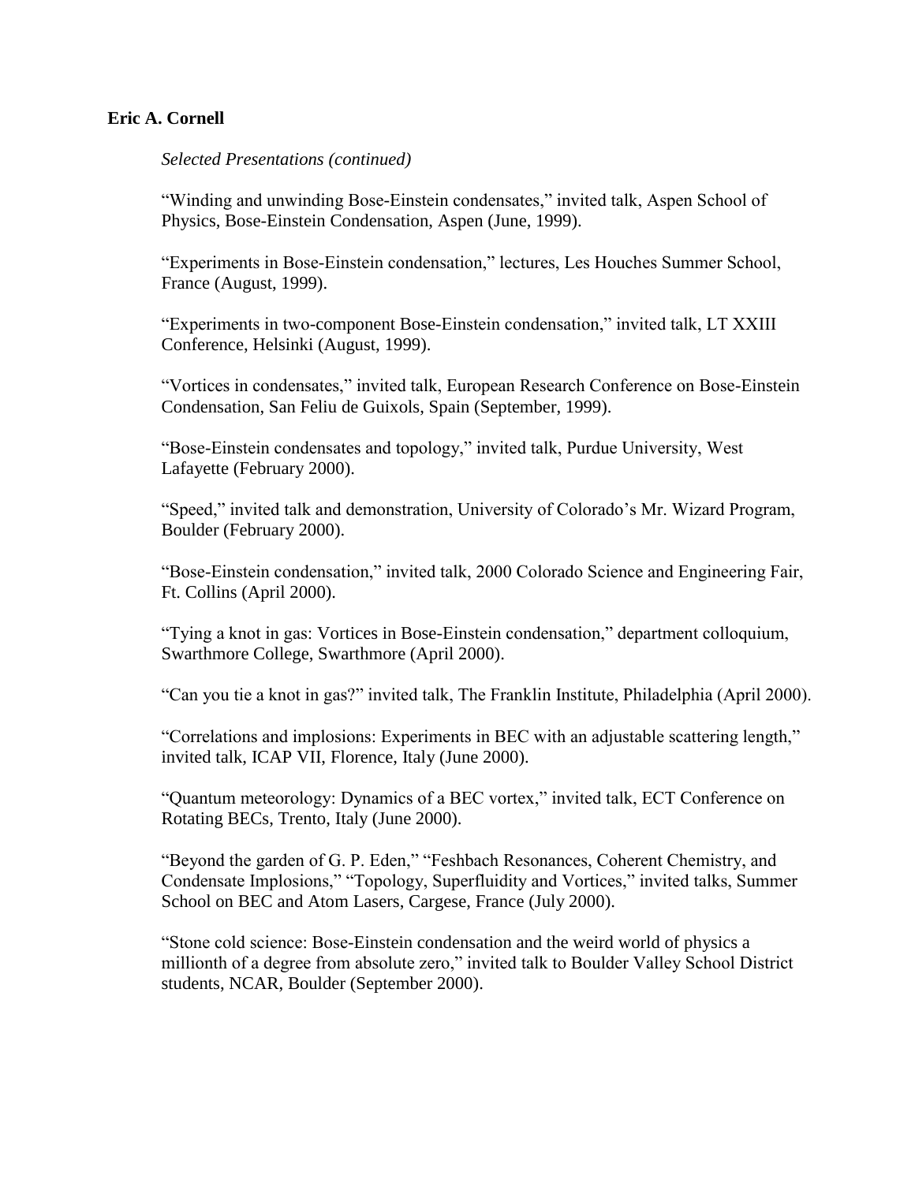**Eric A. Cornell**

*Selected Presentations (continued)*

"Winding and unwinding Bose-Einstein condensates," invited talk, Aspen School of Physics, Bose-Einstein Condensation, Aspen (June, 1999).

"Experiments in Bose-Einstein condensation," lectures, Les Houches Summer School, France (August, 1999).

"Experiments in two-component Bose-Einstein condensation," invited talk, LT XXIII Conference, Helsinki (August, 1999).

"Vortices in condensates," invited talk, European Research Conference on Bose-Einstein Condensation, San Feliu de Guixols, Spain (September, 1999).

"Bose-Einstein condensates and topology," invited talk, Purdue University, West Lafayette (February 2000).

"Speed," invited talk and demonstration, University of Colorado's Mr. Wizard Program, Boulder (February 2000).

"Bose-Einstein condensation," invited talk, 2000 Colorado Science and Engineering Fair, Ft. Collins (April 2000).

"Tying a knot in gas: Vortices in Bose-Einstein condensation," department colloquium, Swarthmore College, Swarthmore (April 2000).

"Can you tie a knot in gas?" invited talk, The Franklin Institute, Philadelphia (April 2000).

"Correlations and implosions: Experiments in BEC with an adjustable scattering length," invited talk, ICAP VII, Florence, Italy (June 2000).

"Quantum meteorology: Dynamics of a BEC vortex," invited talk, ECT Conference on Rotating BECs, Trento, Italy (June 2000).

"Beyond the garden of G. P. Eden," "Feshbach Resonances, Coherent Chemistry, and Condensate Implosions," "Topology, Superfluidity and Vortices," invited talks, Summer School on BEC and Atom Lasers, Cargese, France (July 2000).

"Stone cold science: Bose-Einstein condensation and the weird world of physics a millionth of a degree from absolute zero," invited talk to Boulder Valley School District students, NCAR, Boulder (September 2000).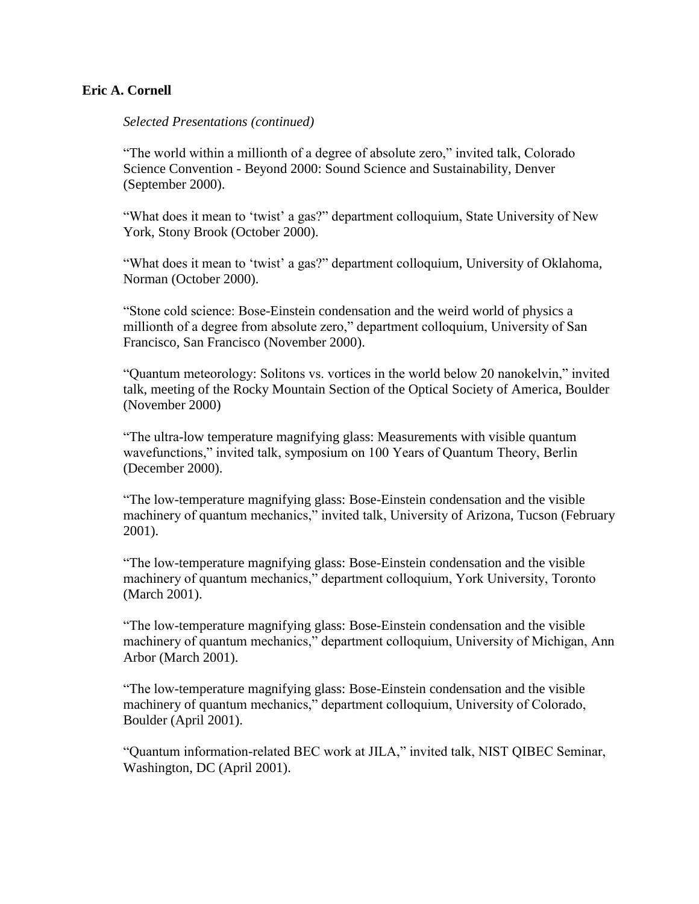**Eric A. Cornell**

*Selected Presentations (continued)*

"The world within a millionth of a degree of absolute zero," invited talk, Colorado Science Convention - Beyond 2000: Sound Science and Sustainability, Denver (September 2000).

"What does it mean to 'twist' a gas?" department colloquium, State University of New York, Stony Brook (October 2000).

"What does it mean to 'twist' a gas?" department colloquium, University of Oklahoma, Norman (October 2000).

"Stone cold science: Bose-Einstein condensation and the weird world of physics a millionth of a degree from absolute zero," department colloquium, University of San Francisco, San Francisco (November 2000).

"Quantum meteorology: Solitons vs. vortices in the world below 20 nanokelvin," invited talk, meeting of the Rocky Mountain Section of the Optical Society of America, Boulder (November 2000)

"The ultra-low temperature magnifying glass: Measurements with visible quantum wavefunctions," invited talk, symposium on 100 Years of Quantum Theory, Berlin (December 2000).

"The low-temperature magnifying glass: Bose-Einstein condensation and the visible machinery of quantum mechanics," invited talk, University of Arizona, Tucson (February 2001).

"The low-temperature magnifying glass: Bose-Einstein condensation and the visible machinery of quantum mechanics," department colloquium, York University, Toronto (March 2001).

"The low-temperature magnifying glass: Bose-Einstein condensation and the visible machinery of quantum mechanics," department colloquium, University of Michigan, Ann Arbor (March 2001).

"The low-temperature magnifying glass: Bose-Einstein condensation and the visible machinery of quantum mechanics," department colloquium, University of Colorado, Boulder (April 2001).

"Quantum information-related BEC work at JILA," invited talk, NIST QIBEC Seminar, Washington, DC (April 2001).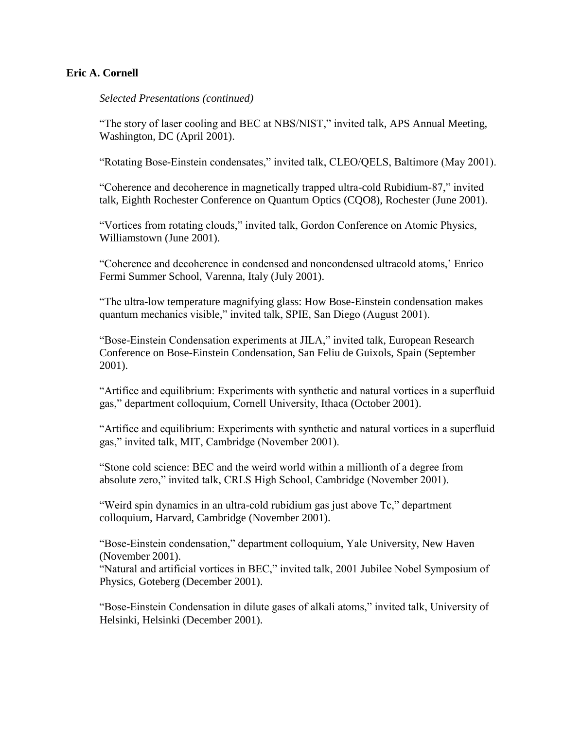**Eric A. Cornell**

*Selected Presentations (continued)*

"The story of laser cooling and BEC at NBS/NIST," invited talk, APS Annual Meeting, Washington, DC (April 2001).

"Rotating Bose-Einstein condensates," invited talk, CLEO/QELS, Baltimore (May 2001).

"Coherence and decoherence in magnetically trapped ultra-cold Rubidium-87," invited talk, Eighth Rochester Conference on Quantum Optics (CQO8), Rochester (June 2001).

"Vortices from rotating clouds," invited talk, Gordon Conference on Atomic Physics, Williamstown (June 2001).

"Coherence and decoherence in condensed and noncondensed ultracold atoms,' Enrico Fermi Summer School, Varenna, Italy (July 2001).

"The ultra-low temperature magnifying glass: How Bose-Einstein condensation makes quantum mechanics visible," invited talk, SPIE, San Diego (August 2001).

"Bose-Einstein Condensation experiments at JILA," invited talk, European Research Conference on Bose-Einstein Condensation, San Feliu de Guixols, Spain (September 2001).

"Artifice and equilibrium: Experiments with synthetic and natural vortices in a superfluid gas," department colloquium, Cornell University, Ithaca (October 2001).

"Artifice and equilibrium: Experiments with synthetic and natural vortices in a superfluid gas," invited talk, MIT, Cambridge (November 2001).

"Stone cold science: BEC and the weird world within a millionth of a degree from absolute zero," invited talk, CRLS High School, Cambridge (November 2001).

"Weird spin dynamics in an ultra-cold rubidium gas just above Tc," department colloquium, Harvard, Cambridge (November 2001).

"Bose-Einstein condensation," department colloquium, Yale University, New Haven (November 2001).

"Natural and artificial vortices in BEC," invited talk, 2001 Jubilee Nobel Symposium of Physics, Goteberg (December 2001).

"Bose-Einstein Condensation in dilute gases of alkali atoms," invited talk, University of Helsinki, Helsinki (December 2001).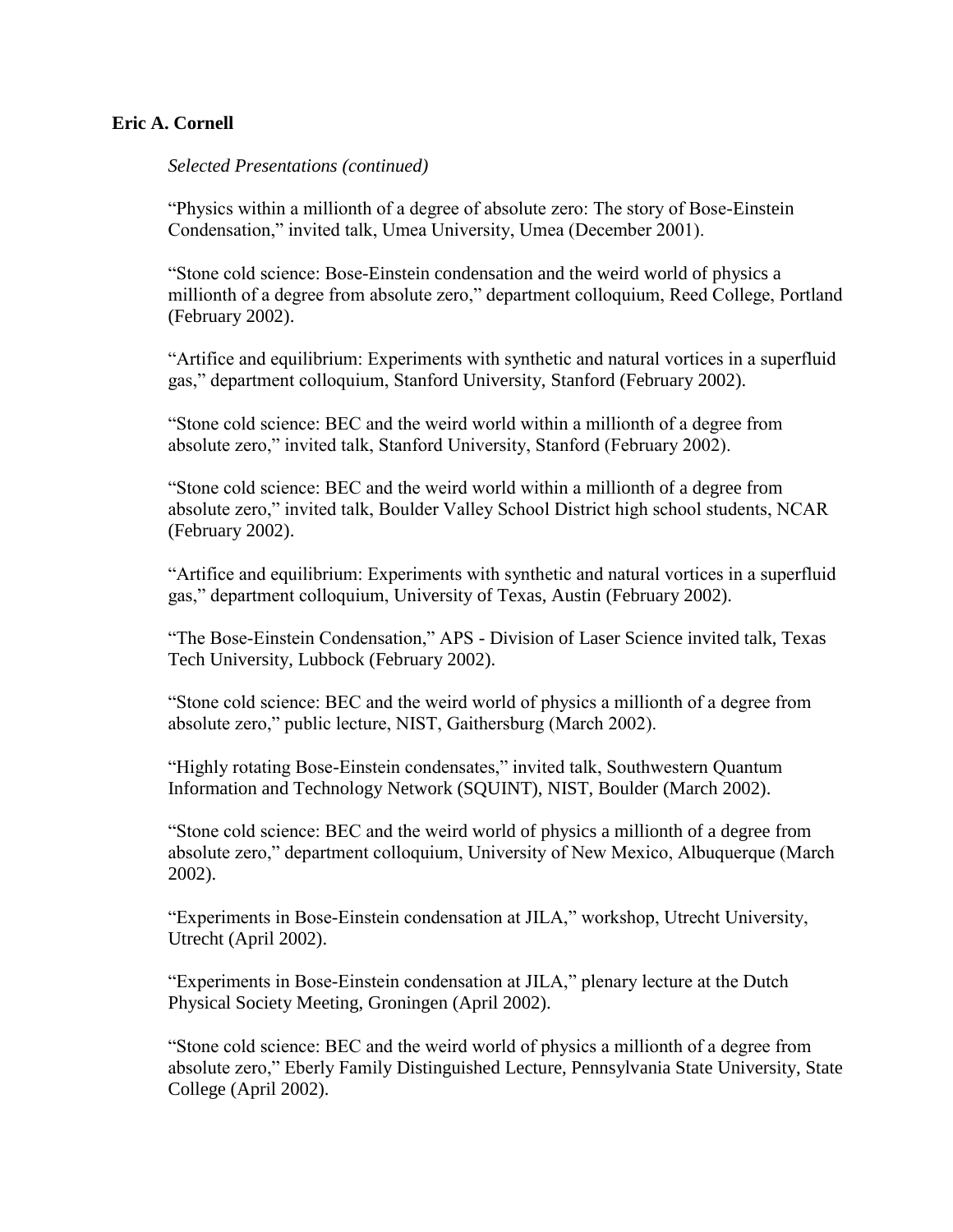**Eric A. Cornell**

*Selected Presentations (continued)*

"Physics within a millionth of a degree of absolute zero: The story of Bose-Einstein Condensation," invited talk, Umea University, Umea (December 2001).

"Stone cold science: Bose-Einstein condensation and the weird world of physics a millionth of a degree from absolute zero," department colloquium, Reed College, Portland (February 2002).

"Artifice and equilibrium: Experiments with synthetic and natural vortices in a superfluid gas," department colloquium, Stanford University, Stanford (February 2002).

"Stone cold science: BEC and the weird world within a millionth of a degree from absolute zero," invited talk, Stanford University, Stanford (February 2002).

"Stone cold science: BEC and the weird world within a millionth of a degree from absolute zero," invited talk, Boulder Valley School District high school students, NCAR (February 2002).

"Artifice and equilibrium: Experiments with synthetic and natural vortices in a superfluid gas," department colloquium, University of Texas, Austin (February 2002).

"The Bose-Einstein Condensation," APS - Division of Laser Science invited talk, Texas Tech University, Lubbock (February 2002).

"Stone cold science: BEC and the weird world of physics a millionth of a degree from absolute zero," public lecture, NIST, Gaithersburg (March 2002).

"Highly rotating Bose-Einstein condensates," invited talk, Southwestern Quantum Information and Technology Network (SQUINT), NIST, Boulder (March 2002).

"Stone cold science: BEC and the weird world of physics a millionth of a degree from absolute zero," department colloquium, University of New Mexico, Albuquerque (March 2002).

"Experiments in Bose-Einstein condensation at JILA," workshop, Utrecht University, Utrecht (April 2002).

"Experiments in Bose-Einstein condensation at JILA," plenary lecture at the Dutch Physical Society Meeting, Groningen (April 2002).

"Stone cold science: BEC and the weird world of physics a millionth of a degree from absolute zero," Eberly Family Distinguished Lecture, Pennsylvania State University, State College (April 2002).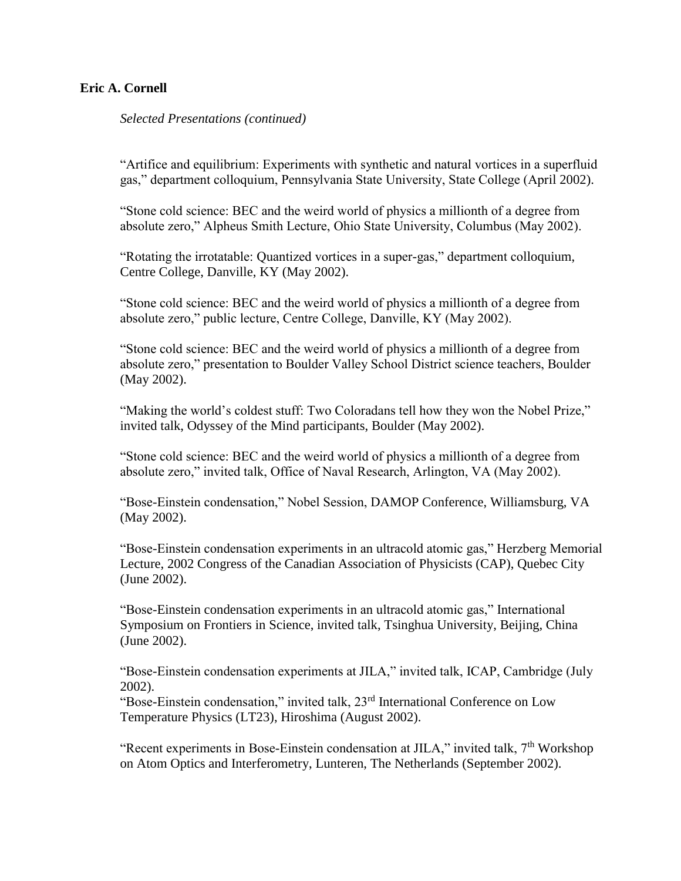**Eric A. Cornell**

*Selected Presentations (continued)*

"Artifice and equilibrium: Experiments with synthetic and natural vortices in a superfluid gas," department colloquium, Pennsylvania State University, State College (April 2002).

"Stone cold science: BEC and the weird world of physics a millionth of a degree from absolute zero," Alpheus Smith Lecture, Ohio State University, Columbus (May 2002).

"Rotating the irrotatable: Quantized vortices in a super-gas," department colloquium, Centre College, Danville, KY (May 2002).

"Stone cold science: BEC and the weird world of physics a millionth of a degree from absolute zero," public lecture, Centre College, Danville, KY (May 2002).

"Stone cold science: BEC and the weird world of physics a millionth of a degree from absolute zero," presentation to Boulder Valley School District science teachers, Boulder (May 2002).

"Making the world's coldest stuff: Two Coloradans tell how they won the Nobel Prize," invited talk, Odyssey of the Mind participants, Boulder (May 2002).

"Stone cold science: BEC and the weird world of physics a millionth of a degree from absolute zero," invited talk, Office of Naval Research, Arlington, VA (May 2002).

"Bose-Einstein condensation," Nobel Session, DAMOP Conference, Williamsburg, VA (May 2002).

"Bose-Einstein condensation experiments in an ultracold atomic gas," Herzberg Memorial Lecture, 2002 Congress of the Canadian Association of Physicists (CAP), Quebec City (June 2002).

"Bose-Einstein condensation experiments in an ultracold atomic gas," International Symposium on Frontiers in Science, invited talk, Tsinghua University, Beijing, China (June 2002).

"Bose-Einstein condensation experiments at JILA," invited talk, ICAP, Cambridge (July 2002).

"Bose-Einstein condensation," invited talk, 23rd International Conference on Low Temperature Physics (LT23), Hiroshima (August 2002).

"Recent experiments in Bose-Einstein condensation at JILA," invited talk, 7th Workshop on Atom Optics and Interferometry, Lunteren, The Netherlands (September 2002).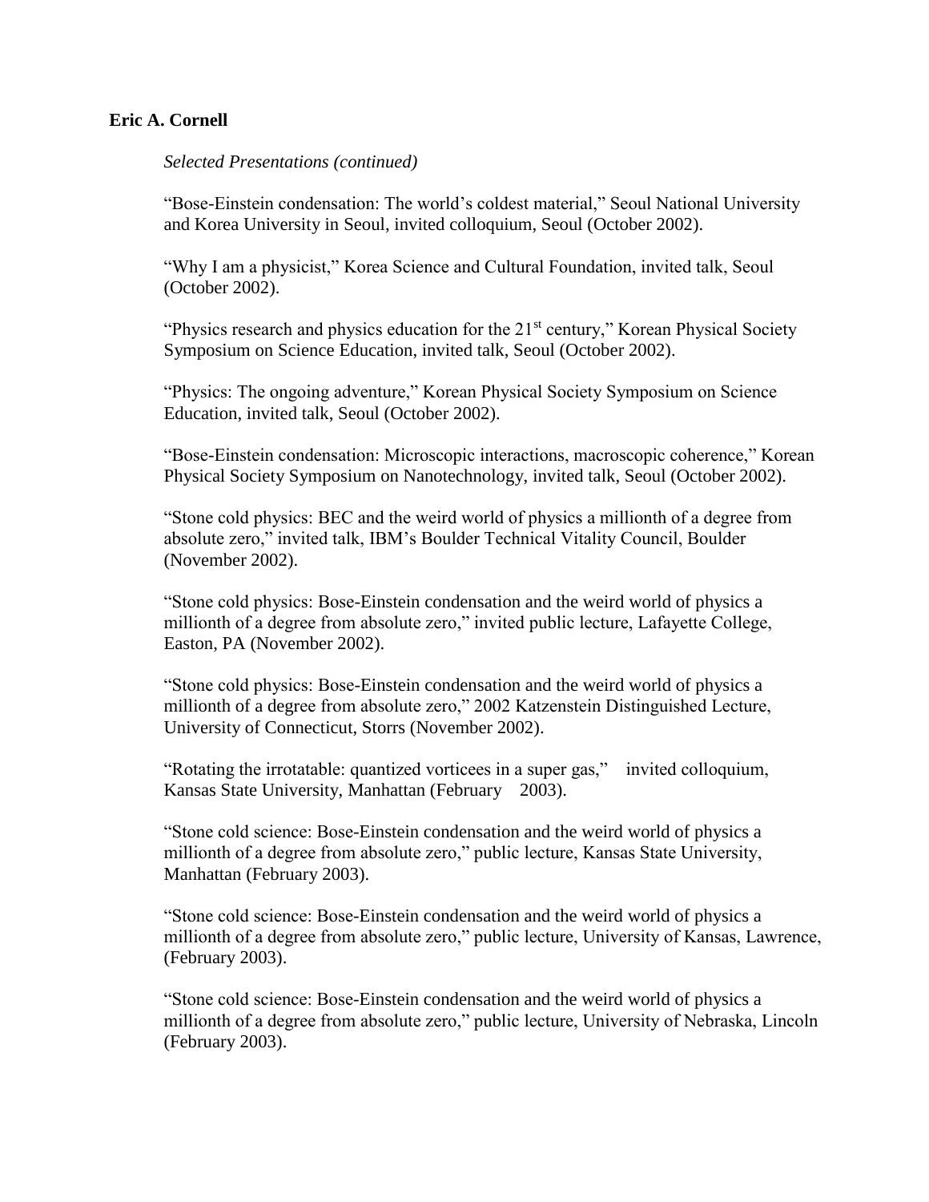**Eric A. Cornell**

*Selected Presentations (continued)*

"Bose-Einstein condensation: The world's coldest material," Seoul National University and Korea University in Seoul, invited colloquium, Seoul (October 2002).

"Why I am a physicist," Korea Science and Cultural Foundation, invited talk, Seoul (October 2002).

"Physics research and physics education for the 21st century," Korean Physical Society Symposium on Science Education, invited talk, Seoul (October 2002).

"Physics: The ongoing adventure," Korean Physical Society Symposium on Science Education, invited talk, Seoul (October 2002).

"Bose-Einstein condensation: Microscopic interactions, macroscopic coherence," Korean Physical Society Symposium on Nanotechnology, invited talk, Seoul (October 2002).

"Stone cold physics: BEC and the weird world of physics a millionth of a degree from absolute zero," invited talk, IBM's Boulder Technical Vitality Council, Boulder (November 2002).

"Stone cold physics: Bose-Einstein condensation and the weird world of physics a millionth of a degree from absolute zero," invited public lecture, Lafayette College, Easton, PA (November 2002).

"Stone cold physics: Bose-Einstein condensation and the weird world of physics a millionth of a degree from absolute zero," 2002 Katzenstein Distinguished Lecture, University of Connecticut, Storrs (November 2002).

"Rotating the irrotatable: quantized vorticees in a super gas," invited colloquium, Kansas State University, Manhattan (February 2003).

"Stone cold science: Bose-Einstein condensation and the weird world of physics a millionth of a degree from absolute zero," public lecture, Kansas State University, Manhattan (February 2003).

"Stone cold science: Bose-Einstein condensation and the weird world of physics a millionth of a degree from absolute zero," public lecture, University of Kansas, Lawrence, (February 2003).

"Stone cold science: Bose-Einstein condensation and the weird world of physics a millionth of a degree from absolute zero," public lecture, University of Nebraska, Lincoln (February 2003).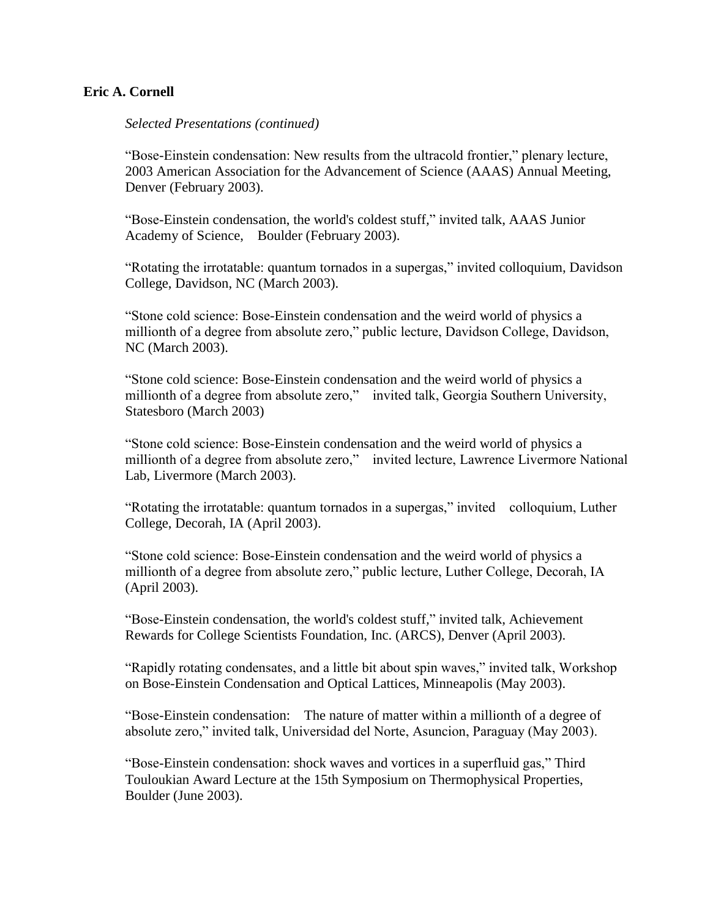**Eric A. Cornell**

*Selected Presentations (continued)*

"Bose-Einstein condensation: New results from the ultracold frontier," plenary lecture, 2003 American Association for the Advancement of Science (AAAS) Annual Meeting, Denver (February 2003).

"Bose-Einstein condensation, the world's coldest stuff," invited talk, AAAS Junior Academy of Science, Boulder (February 2003).

"Rotating the irrotatable: quantum tornados in a supergas," invited colloquium, Davidson College, Davidson, NC (March 2003).

"Stone cold science: Bose-Einstein condensation and the weird world of physics a millionth of a degree from absolute zero," public lecture, Davidson College, Davidson, NC (March 2003).

"Stone cold science: Bose-Einstein condensation and the weird world of physics a millionth of a degree from absolute zero," invited talk, Georgia Southern University, Statesboro (March 2003)

"Stone cold science: Bose-Einstein condensation and the weird world of physics a millionth of a degree from absolute zero," invited lecture, Lawrence Livermore National Lab, Livermore (March 2003).

"Rotating the irrotatable: quantum tornados in a supergas," invited colloquium, Luther College, Decorah, IA (April 2003).

"Stone cold science: Bose-Einstein condensation and the weird world of physics a millionth of a degree from absolute zero," public lecture, Luther College, Decorah, IA (April 2003).

"Bose-Einstein condensation, the world's coldest stuff," invited talk, Achievement Rewards for College Scientists Foundation, Inc. (ARCS), Denver (April 2003).

"Rapidly rotating condensates, and a little bit about spin waves," invited talk, Workshop on Bose-Einstein Condensation and Optical Lattices, Minneapolis (May 2003).

"Bose-Einstein condensation: The nature of matter within a millionth of a degree of absolute zero," invited talk, Universidad del Norte, Asuncion, Paraguay (May 2003).

"Bose-Einstein condensation: shock waves and vortices in a superfluid gas," Third Touloukian Award Lecture at the 15th Symposium on Thermophysical Properties, Boulder (June 2003).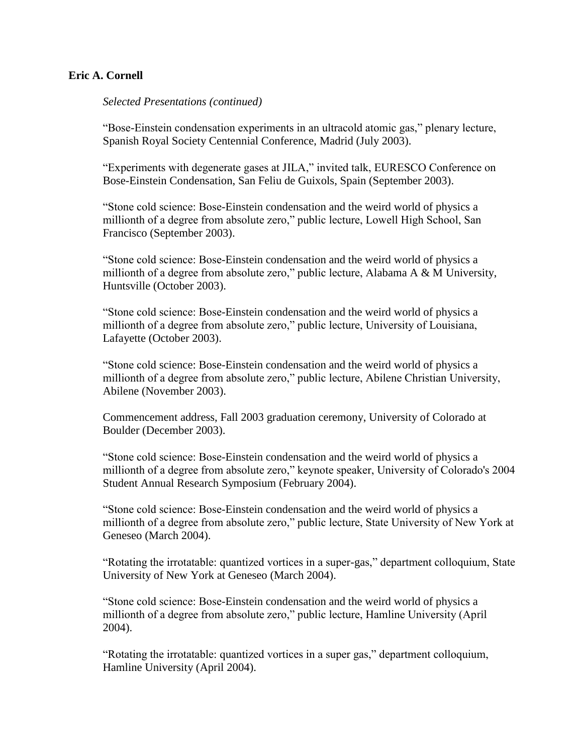**Eric A. Cornell**

*Selected Presentations (continued)*

"Bose-Einstein condensation experiments in an ultracold atomic gas," plenary lecture, Spanish Royal Society Centennial Conference, Madrid (July 2003).

"Experiments with degenerate gases at JILA," invited talk, EURESCO Conference on Bose-Einstein Condensation, San Feliu de Guixols, Spain (September 2003).

"Stone cold science: Bose-Einstein condensation and the weird world of physics a millionth of a degree from absolute zero," public lecture, Lowell High School, San Francisco (September 2003).

"Stone cold science: Bose-Einstein condensation and the weird world of physics a millionth of a degree from absolute zero," public lecture, Alabama A & M University, Huntsville (October 2003).

"Stone cold science: Bose-Einstein condensation and the weird world of physics a millionth of a degree from absolute zero," public lecture, University of Louisiana, Lafayette (October 2003).

"Stone cold science: Bose-Einstein condensation and the weird world of physics a millionth of a degree from absolute zero," public lecture, Abilene Christian University, Abilene (November 2003).

Commencement address, Fall 2003 graduation ceremony, University of Colorado at Boulder (December 2003).

"Stone cold science: Bose-Einstein condensation and the weird world of physics a millionth of a degree from absolute zero," keynote speaker, University of Colorado's 2004 Student Annual Research Symposium (February 2004).

"Stone cold science: Bose-Einstein condensation and the weird world of physics a millionth of a degree from absolute zero," public lecture, State University of New York at Geneseo (March 2004).

"Rotating the irrotatable: quantized vortices in a super-gas," department colloquium, State University of New York at Geneseo (March 2004).

"Stone cold science: Bose-Einstein condensation and the weird world of physics a millionth of a degree from absolute zero," public lecture, Hamline University (April 2004).

"Rotating the irrotatable: quantized vortices in a super gas," department colloquium, Hamline University (April 2004).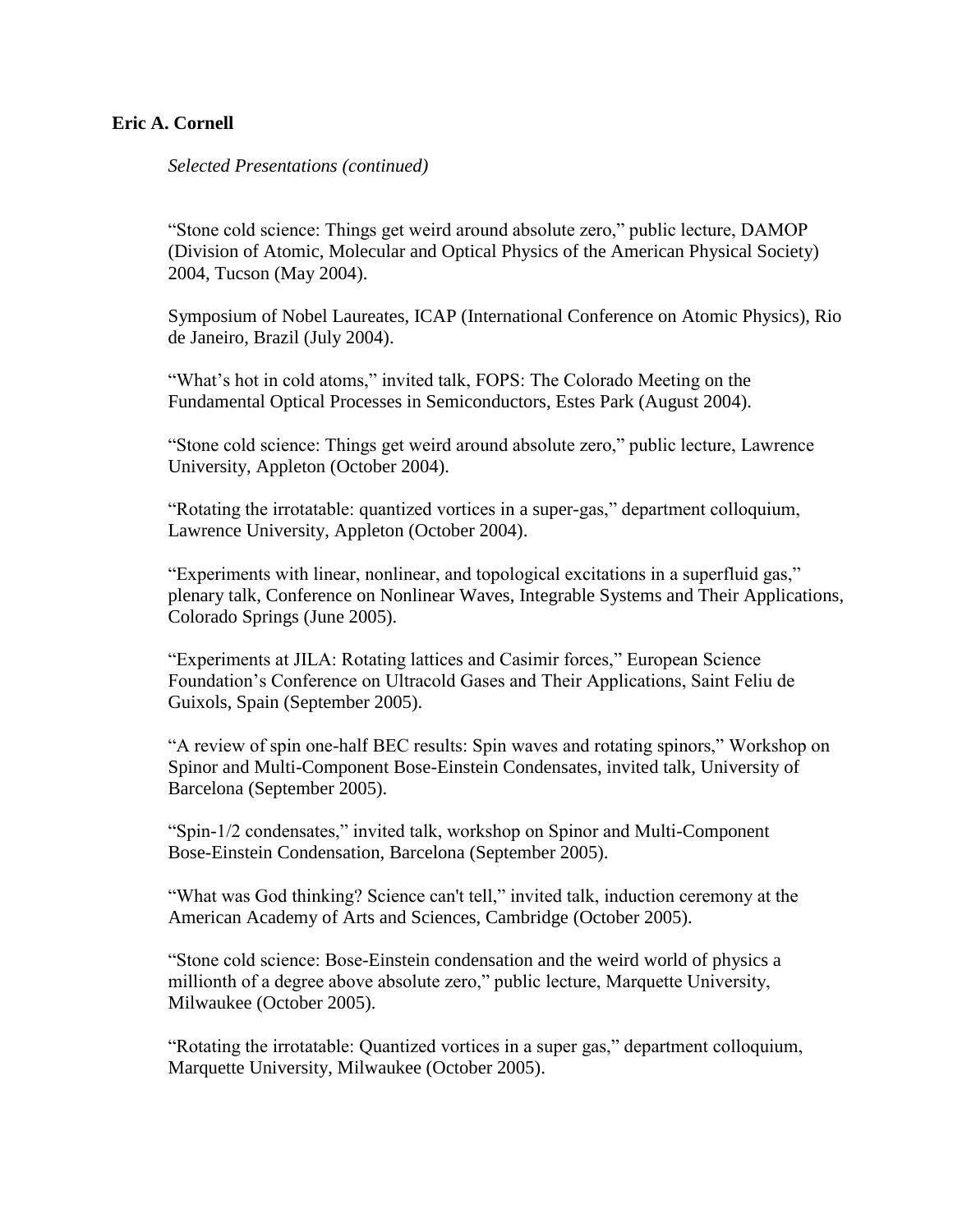**Eric A. Cornell**

*Selected Presentations (continued)*

"Stone cold science: Things get weird around absolute zero," public lecture, DAMOP (Division of Atomic, Molecular and Optical Physics of the American Physical Society) 2004, Tucson (May 2004).

Symposium of Nobel Laureates, ICAP (International Conference on Atomic Physics), Rio de Janeiro, Brazil (July 2004).

"What's hot in cold atoms," invited talk, FOPS: The Colorado Meeting on the Fundamental Optical Processes in Semiconductors, Estes Park (August 2004).

"Stone cold science: Things get weird around absolute zero," public lecture, Lawrence University, Appleton (October 2004).

"Rotating the irrotatable: quantized vortices in a super-gas," department colloquium, Lawrence University, Appleton (October 2004).

"Experiments with linear, nonlinear, and topological excitations in a superfluid gas," plenary talk, Conference on Nonlinear Waves, Integrable Systems and Their Applications, Colorado Springs (June 2005).

"Experiments at JILA: Rotating lattices and Casimir forces," European Science Foundation's Conference on Ultracold Gases and Their Applications, Saint Feliu de Guixols, Spain (September 2005).

"A review of spin one-half BEC results: Spin waves and rotating spinors," Workshop on Spinor and Multi-Component Bose-Einstein Condensates, invited talk, University of Barcelona (September 2005).

"Spin-1/2 condensates," invited talk, workshop on Spinor and Multi-Component Bose-Einstein Condensation, Barcelona (September 2005).

"What was God thinking? Science can't tell," invited talk, induction ceremony at the American Academy of Arts and Sciences, Cambridge (October 2005).

"Stone cold science: Bose-Einstein condensation and the weird world of physics a millionth of a degree above absolute zero," public lecture, Marquette University, Milwaukee (October 2005).

"Rotating the irrotatable: Quantized vortices in a super gas," department colloquium, Marquette University, Milwaukee (October 2005).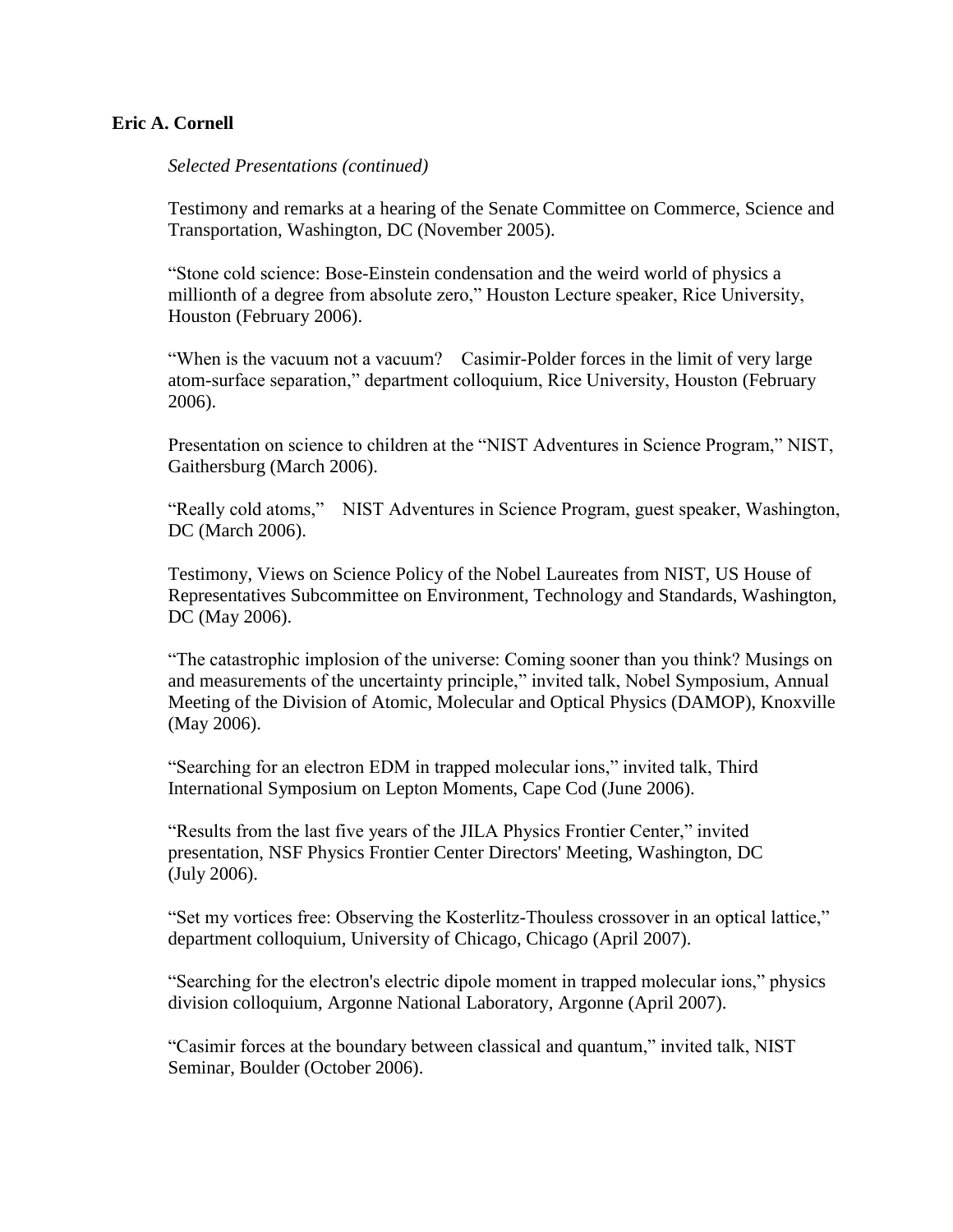**Eric A. Cornell**

*Selected Presentations (continued)*

Testimony and remarks at a hearing of the Senate Committee on Commerce, Science and Transportation, Washington, DC (November 2005).

"Stone cold science: Bose-Einstein condensation and the weird world of physics a millionth of a degree from absolute zero," Houston Lecture speaker, Rice University, Houston (February 2006).

"When is the vacuum not a vacuum? Casimir-Polder forces in the limit of very large atom-surface separation," department colloquium, Rice University, Houston (February 2006).

Presentation on science to children at the "NIST Adventures in Science Program," NIST, Gaithersburg (March 2006).

"Really cold atoms," NIST Adventures in Science Program, guest speaker, Washington, DC (March 2006).

Testimony, Views on Science Policy of the Nobel Laureates from NIST, US House of Representatives Subcommittee on Environment, Technology and Standards, Washington, DC (May 2006).

"The catastrophic implosion of the universe: Coming sooner than you think? Musings on and measurements of the uncertainty principle," invited talk, Nobel Symposium, Annual Meeting of the Division of Atomic, Molecular and Optical Physics (DAMOP), Knoxville (May 2006).

"Searching for an electron EDM in trapped molecular ions," invited talk, Third International Symposium on Lepton Moments, Cape Cod (June 2006).

"Results from the last five years of the JILA Physics Frontier Center," invited presentation, NSF Physics Frontier Center Directors' Meeting, Washington, DC (July 2006).

"Set my vortices free: Observing the Kosterlitz-Thouless crossover in an optical lattice," department colloquium, University of Chicago, Chicago (April 2007).

"Searching for the electron's electric dipole moment in trapped molecular ions," physics division colloquium, Argonne National Laboratory, Argonne (April 2007).

"Casimir forces at the boundary between classical and quantum," invited talk, NIST Seminar, Boulder (October 2006).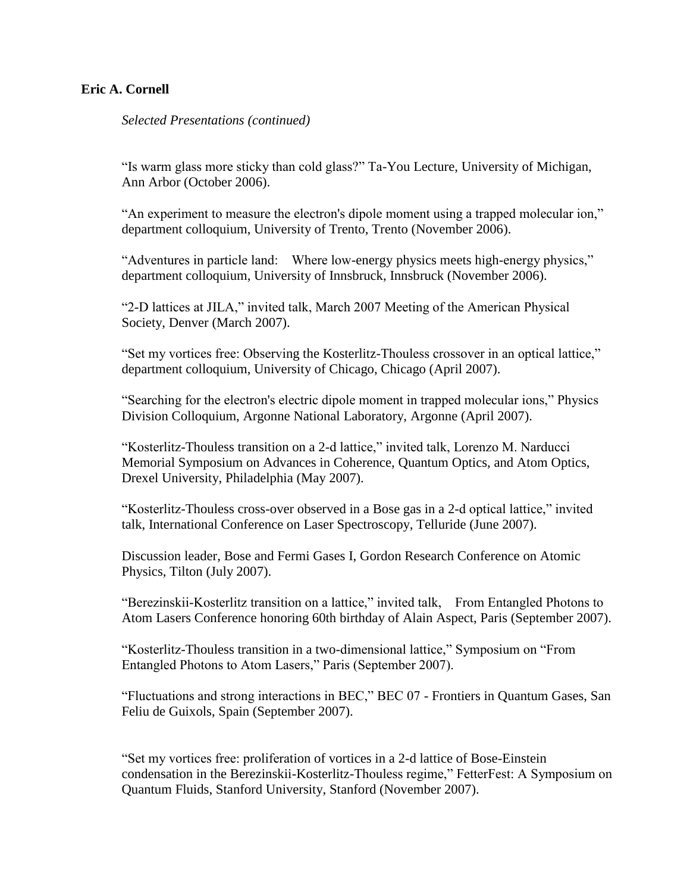**Eric A. Cornell**

*Selected Presentations (continued)*

"Is warm glass more sticky than cold glass?" Ta-You Lecture, University of Michigan, Ann Arbor (October 2006).

"An experiment to measure the electron's dipole moment using a trapped molecular ion," department colloquium, University of Trento, Trento (November 2006).

"Adventures in particle land: Where low-energy physics meets high-energy physics," department colloquium, University of Innsbruck, Innsbruck (November 2006).

"2-D lattices at JILA," invited talk, March 2007 Meeting of the American Physical Society, Denver (March 2007).

"Set my vortices free: Observing the Kosterlitz-Thouless crossover in an optical lattice," department colloquium, University of Chicago, Chicago (April 2007).

"Searching for the electron's electric dipole moment in trapped molecular ions," Physics Division Colloquium, Argonne National Laboratory, Argonne (April 2007).

"Kosterlitz-Thouless transition on a 2-d lattice," invited talk, Lorenzo M. Narducci Memorial Symposium on Advances in Coherence, Quantum Optics, and Atom Optics, Drexel University, Philadelphia (May 2007).

"Kosterlitz-Thouless cross-over observed in a Bose gas in a 2-d optical lattice," invited talk, International Conference on Laser Spectroscopy, Telluride (June 2007).

Discussion leader, Bose and Fermi Gases I, Gordon Research Conference on Atomic Physics, Tilton (July 2007).

"Berezinskii-Kosterlitz transition on a lattice," invited talk, From Entangled Photons to Atom Lasers Conference honoring 60th birthday of Alain Aspect, Paris (September 2007).

"Kosterlitz-Thouless transition in a two-dimensional lattice," Symposium on "From Entangled Photons to Atom Lasers," Paris (September 2007).

"Fluctuations and strong interactions in BEC," BEC 07 - Frontiers in Quantum Gases, San Feliu de Guixols, Spain (September 2007).

"Set my vortices free: proliferation of vortices in a 2-d lattice of Bose-Einstein condensation in the Berezinskii-Kosterlitz-Thouless regime," FetterFest: A Symposium on Quantum Fluids, Stanford University, Stanford (November 2007).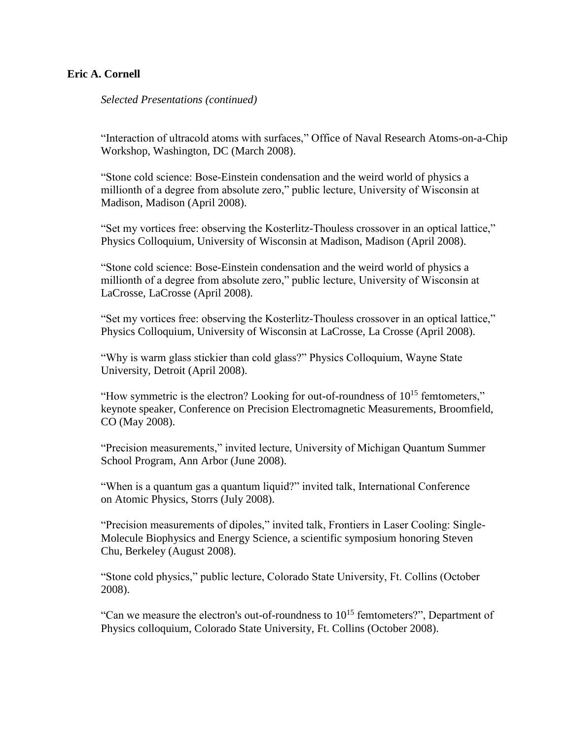**Eric A. Cornell**

*Selected Presentations (continued)*

“Interaction of ultracold atoms with surfaces,” Office of Naval Research Atoms-on-a-Chip Workshop, Washington, DC (March 2008).

“Stone cold science: Bose-Einstein condensation and the weird world of physics a millionth of a degree from absolute zero,” public lecture, University of Wisconsin at Madison, Madison (April 2008).

“Set my vortices free: observing the Kosterlitz-Thouless crossover in an optical lattice,” Physics Colloquium, University of Wisconsin at Madison, Madison (April 2008).

“Stone cold science: Bose-Einstein condensation and the weird world of physics a millionth of a degree from absolute zero,” public lecture, University of Wisconsin at LaCrosse, LaCrosse (April 2008).

“Set my vortices free: observing the Kosterlitz-Thouless crossover in an optical lattice,” Physics Colloquium, University of Wisconsin at LaCrosse, La Crosse (April 2008).

“Why is warm glass stickier than cold glass?” Physics Colloquium, Wayne State University, Detroit (April 2008).

“How symmetric is the electron? Looking for out-of-roundness of $10^{15}$ femtometers,” keynote speaker, Conference on Precision Electromagnetic Measurements, Broomfield, CO (May 2008).

“Precision measurements,” invited lecture, University of Michigan Quantum Summer School Program, Ann Arbor (June 2008).

“When is a quantum gas a quantum liquid?” invited talk, International Conference on Atomic Physics, Storrs (July 2008).

“Precision measurements of dipoles,” invited talk, Frontiers in Laser Cooling: Single-Molecule Biophysics and Energy Science, a scientific symposium honoring Steven Chu, Berkeley (August 2008).

“Stone cold physics,” public lecture, Colorado State University, Ft. Collins (October 2008).

“Can we measure the electron's out-of-roundness to $10^{15}$ femtometers?”, Department of Physics colloquium, Colorado State University, Ft. Collins (October 2008).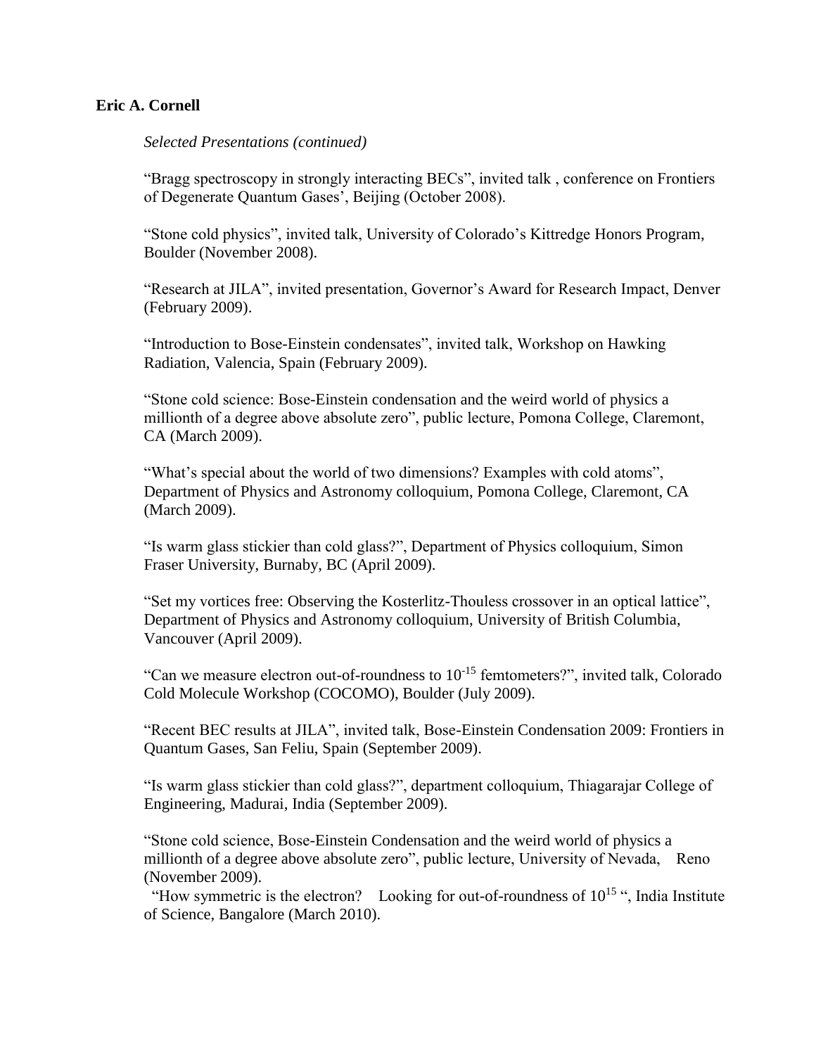**Eric A. Cornell**

*Selected Presentations (continued)*

“Bragg spectroscopy in strongly interacting BECs”, invited talk , conference on Frontiers of Degenerate Quantum Gases’, Beijing (October 2008).

“Stone cold physics”, invited talk, University of Colorado’s Kittredge Honors Program, Boulder (November 2008).

“Research at JILA”, invited presentation, Governor’s Award for Research Impact, Denver (February 2009).

“Introduction to Bose-Einstein condensates”, invited talk, Workshop on Hawking Radiation, Valencia, Spain (February 2009).

“Stone cold science: Bose-Einstein condensation and the weird world of physics a millionth of a degree above absolute zero”, public lecture, Pomona College, Claremont, CA (March 2009).

“What’s special about the world of two dimensions? Examples with cold atoms”, Department of Physics and Astronomy colloquium, Pomona College, Claremont, CA (March 2009).

“Is warm glass stickier than cold glass?”, Department of Physics colloquium, Simon Fraser University, Burnaby, BC (April 2009).

“Set my vortices free: Observing the Kosterlitz-Thouless crossover in an optical lattice”, Department of Physics and Astronomy colloquium, University of British Columbia, Vancouver (April 2009).

“Can we measure electron out-of-roundness to $10^{-15}$ femtometers?”, invited talk, Colorado Cold Molecule Workshop (COCOMO), Boulder (July 2009).

“Recent BEC results at JILA”, invited talk, Bose-Einstein Condensation 2009: Frontiers in Quantum Gases, San Feliu, Spain (September 2009).

“Is warm glass stickier than cold glass?”, department colloquium, Thiagarajar College of Engineering, Madurai, India (September 2009).

“Stone cold science, Bose-Einstein Condensation and the weird world of physics a millionth of a degree above absolute zero”, public lecture, University of Nevada, Reno (November 2009).

“How symmetric is the electron? Looking for out-of-roundness of $10^{15}$ “, India Institute of Science, Bangalore (March 2010).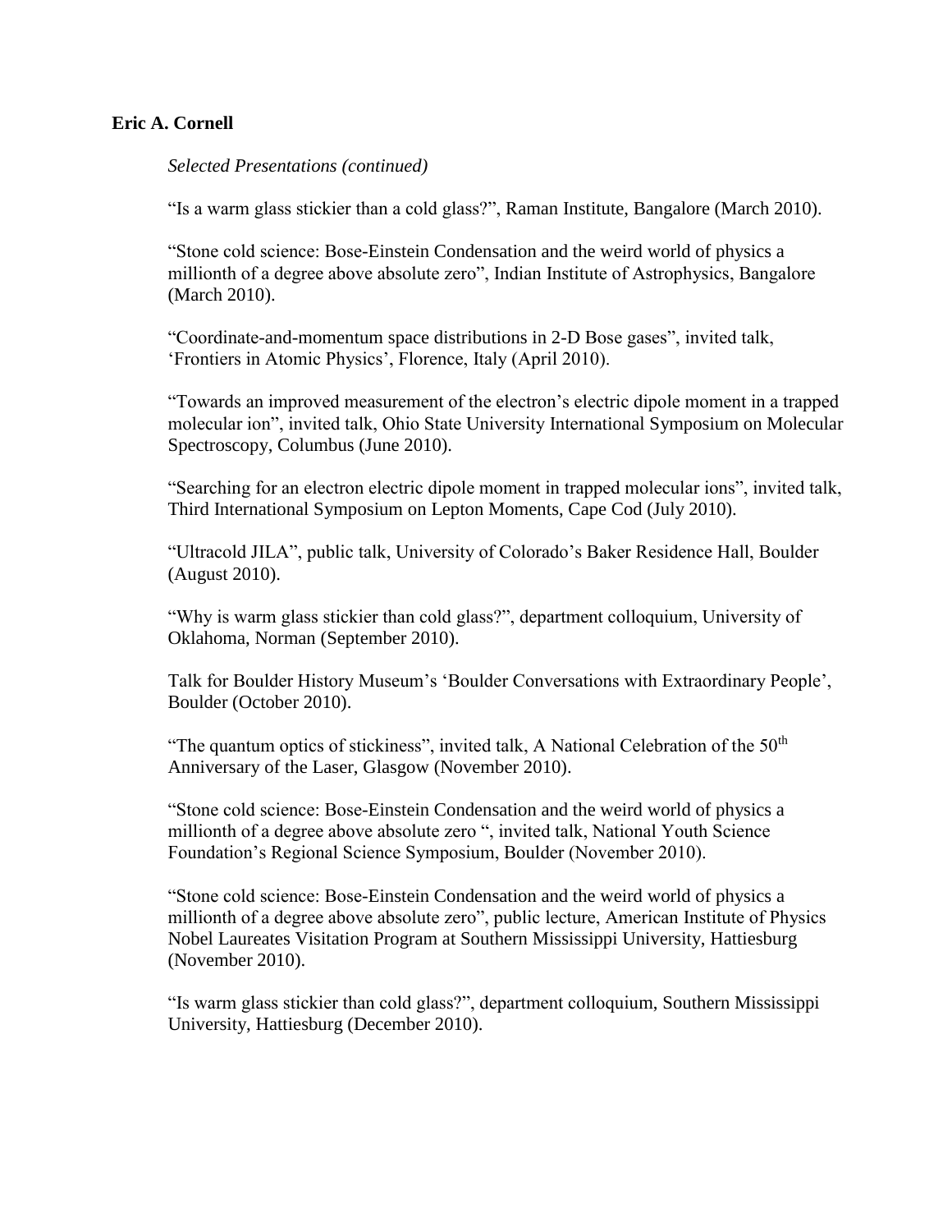**Eric A. Cornell**

*Selected Presentations (continued)*

"Is a warm glass stickier than a cold glass?", Raman Institute, Bangalore (March 2010).

"Stone cold science: Bose-Einstein Condensation and the weird world of physics a millionth of a degree above absolute zero", Indian Institute of Astrophysics, Bangalore (March 2010).

"Coordinate-and-momentum space distributions in 2-D Bose gases", invited talk, 'Frontiers in Atomic Physics', Florence, Italy (April 2010).

"Towards an improved measurement of the electron's electric dipole moment in a trapped molecular ion", invited talk, Ohio State University International Symposium on Molecular Spectroscopy, Columbus (June 2010).

"Searching for an electron electric dipole moment in trapped molecular ions", invited talk, Third International Symposium on Lepton Moments, Cape Cod (July 2010).

"Ultracold JILA", public talk, University of Colorado's Baker Residence Hall, Boulder (August 2010).

"Why is warm glass stickier than cold glass?", department colloquium, University of Oklahoma, Norman (September 2010).

Talk for Boulder History Museum's 'Boulder Conversations with Extraordinary People', Boulder (October 2010).

"The quantum optics of stickiness", invited talk, A National Celebration of the 50th Anniversary of the Laser, Glasgow (November 2010).

"Stone cold science: Bose-Einstein Condensation and the weird world of physics a millionth of a degree above absolute zero ", invited talk, National Youth Science Foundation's Regional Science Symposium, Boulder (November 2010).

"Stone cold science: Bose-Einstein Condensation and the weird world of physics a millionth of a degree above absolute zero", public lecture, American Institute of Physics Nobel Laureates Visitation Program at Southern Mississippi University, Hattiesburg (November 2010).

"Is warm glass stickier than cold glass?", department colloquium, Southern Mississippi University, Hattiesburg (December 2010).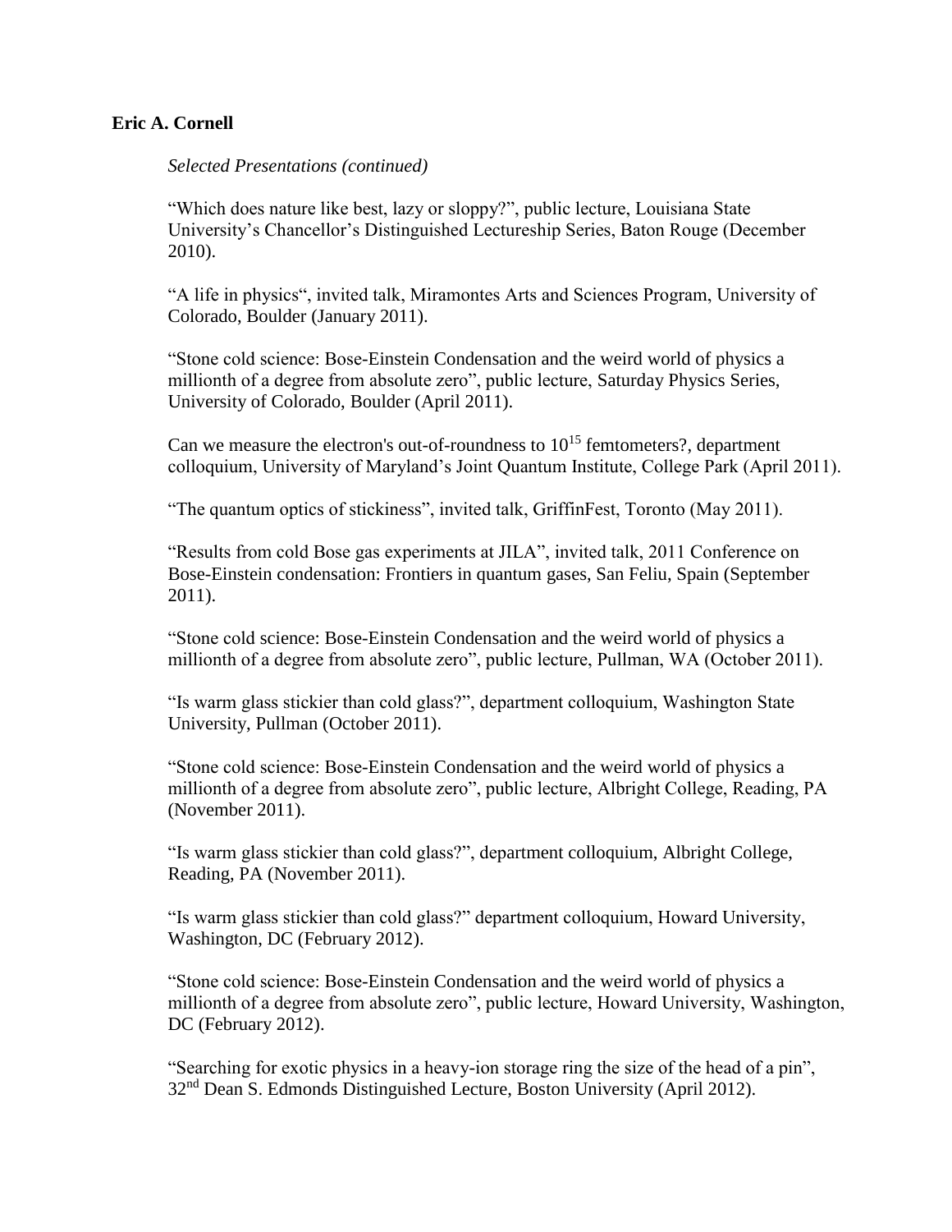**Eric A. Cornell**

*Selected Presentations (continued)*

"Which does nature like best, lazy or sloppy?", public lecture, Louisiana State University's Chancellor's Distinguished Lectureship Series, Baton Rouge (December 2010).

"A life in physics", invited talk, Miramontes Arts and Sciences Program, University of Colorado, Boulder (January 2011).

"Stone cold science: Bose-Einstein Condensation and the weird world of physics a millionth of a degree from absolute zero", public lecture, Saturday Physics Series, University of Colorado, Boulder (April 2011).

Can we measure the electron's out-of-roundness to $10^{15}$ femtometers?, department colloquium, University of Maryland's Joint Quantum Institute, College Park (April 2011).

"The quantum optics of stickiness", invited talk, GriffinFest, Toronto (May 2011).

"Results from cold Bose gas experiments at JILA", invited talk, 2011 Conference on Bose-Einstein condensation: Frontiers in quantum gases, San Feliu, Spain (September 2011).

"Stone cold science: Bose-Einstein Condensation and the weird world of physics a millionth of a degree from absolute zero", public lecture, Pullman, WA (October 2011).

"Is warm glass stickier than cold glass?", department colloquium, Washington State University, Pullman (October 2011).

"Stone cold science: Bose-Einstein Condensation and the weird world of physics a millionth of a degree from absolute zero", public lecture, Albright College, Reading, PA (November 2011).

"Is warm glass stickier than cold glass?", department colloquium, Albright College, Reading, PA (November 2011).

"Is warm glass stickier than cold glass?" department colloquium, Howard University, Washington, DC (February 2012).

"Stone cold science: Bose-Einstein Condensation and the weird world of physics a millionth of a degree from absolute zero", public lecture, Howard University, Washington, DC (February 2012).

"Searching for exotic physics in a heavy-ion storage ring the size of the head of a pin", 32nd Dean S. Edmonds Distinguished Lecture, Boston University (April 2012).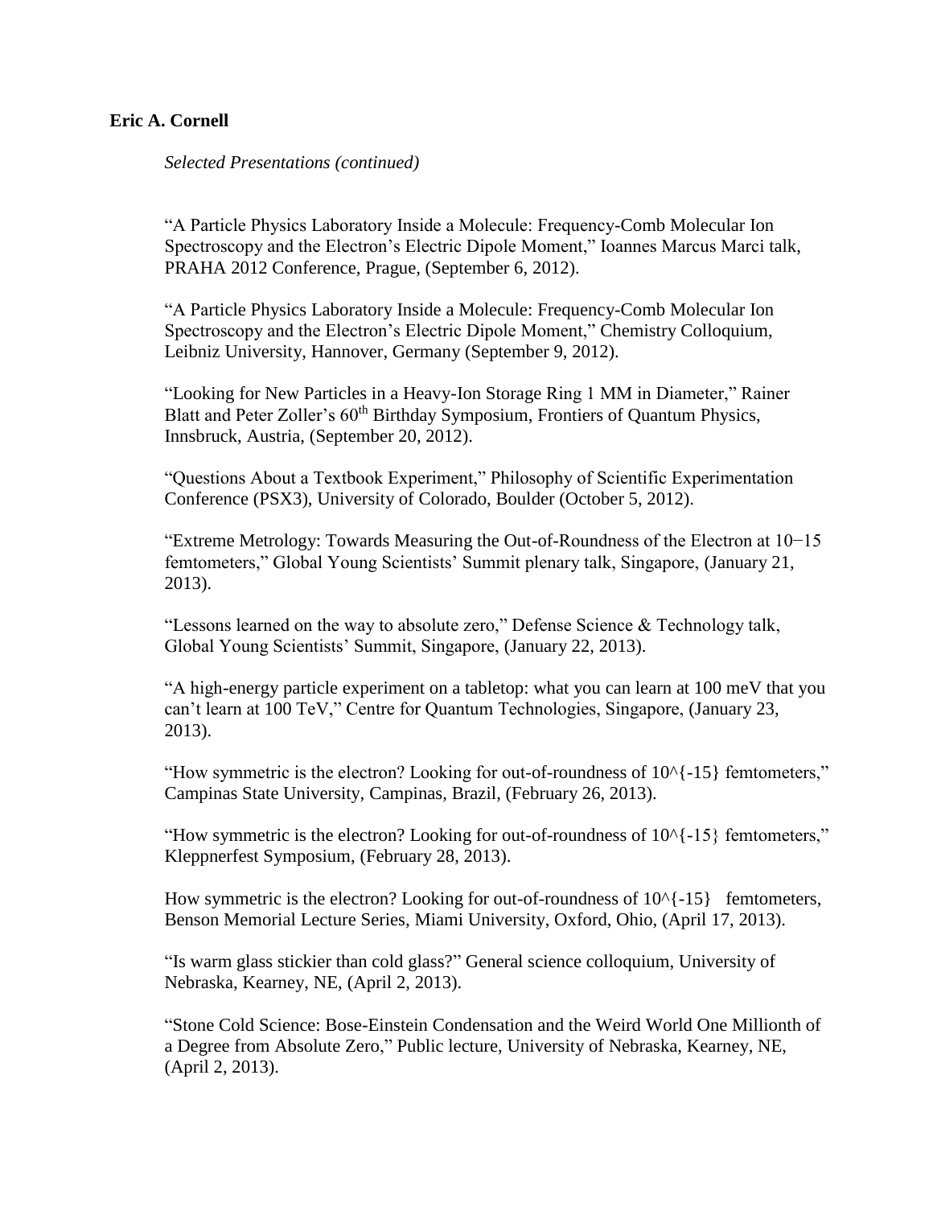**Eric A. Cornell**

*Selected Presentations (continued)*

"A Particle Physics Laboratory Inside a Molecule: Frequency-Comb Molecular Ion Spectroscopy and the Electron's Electric Dipole Moment," Ioannes Marcus Marci talk, PRAHA 2012 Conference, Prague, (September 6, 2012).

"A Particle Physics Laboratory Inside a Molecule: Frequency-Comb Molecular Ion Spectroscopy and the Electron's Electric Dipole Moment," Chemistry Colloquium, Leibniz University, Hannover, Germany (September 9, 2012).

"Looking for New Particles in a Heavy-Ion Storage Ring 1 MM in Diameter," Rainer Blatt and Peter Zoller's 60th Birthday Symposium, Frontiers of Quantum Physics, Innsbruck, Austria, (September 20, 2012).

"Questions About a Textbook Experiment," Philosophy of Scientific Experimentation Conference (PSX3), University of Colorado, Boulder (October 5, 2012).

"Extreme Metrology: Towards Measuring the Out-of-Roundness of the Electron at 10−15 femtometers," Global Young Scientists' Summit plenary talk, Singapore, (January 21, 2013).

"Lessons learned on the way to absolute zero," Defense Science & Technology talk, Global Young Scientists' Summit, Singapore, (January 22, 2013).

"A high-energy particle experiment on a tabletop: what you can learn at 100 meV that you can't learn at 100 TeV," Centre for Quantum Technologies, Singapore, (January 23, 2013).

"How symmetric is the electron? Looking for out-of-roundness of 10^{-15} femtometers," Campinas State University, Campinas, Brazil, (February 26, 2013).

"How symmetric is the electron? Looking for out-of-roundness of 10^{-15} femtometers," Kleppnerfest Symposium, (February 28, 2013).

How symmetric is the electron? Looking for out-of-roundness of 10^{-15} femtometers, Benson Memorial Lecture Series, Miami University, Oxford, Ohio, (April 17, 2013).

"Is warm glass stickier than cold glass?" General science colloquium, University of Nebraska, Kearney, NE, (April 2, 2013).

"Stone Cold Science: Bose-Einstein Condensation and the Weird World One Millionth of a Degree from Absolute Zero," Public lecture, University of Nebraska, Kearney, NE, (April 2, 2013).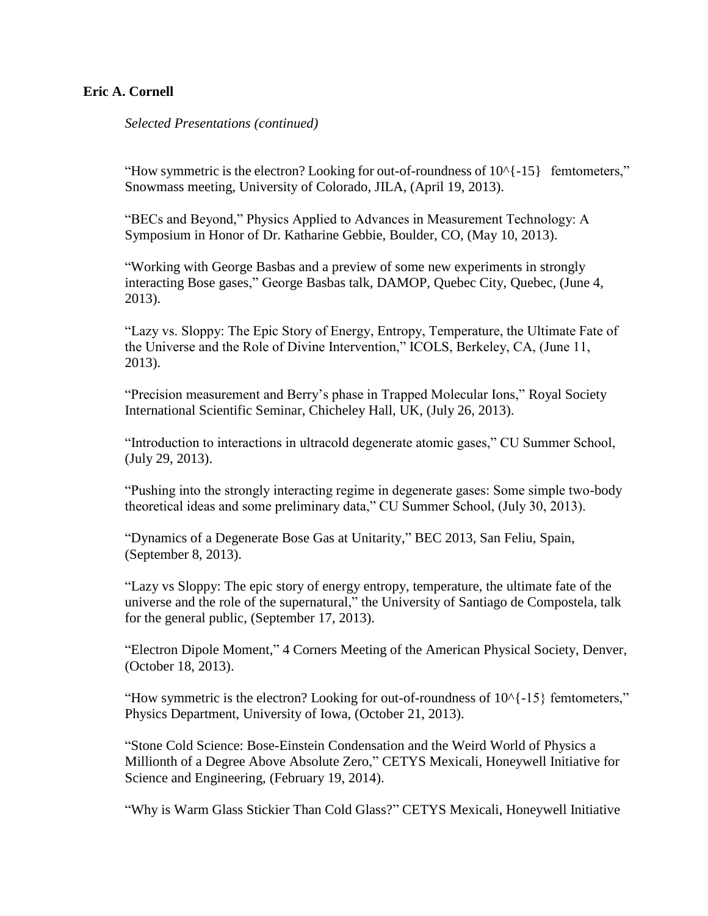**Eric A. Cornell**

*Selected Presentations (continued)*

"How symmetric is the electron? Looking for out-of-roundness of $10^{-15}$ femtometers," Snowmass meeting, University of Colorado, JILA, (April 19, 2013).

"BECs and Beyond," Physics Applied to Advances in Measurement Technology: A Symposium in Honor of Dr. Katharine Gebbie, Boulder, CO, (May 10, 2013).

"Working with George Basbas and a preview of some new experiments in strongly interacting Bose gases," George Basbas talk, DAMOP, Quebec City, Quebec, (June 4, 2013).

"Lazy vs. Sloppy: The Epic Story of Energy, Entropy, Temperature, the Ultimate Fate of the Universe and the Role of Divine Intervention," ICOLS, Berkeley, CA, (June 11, 2013).

"Precision measurement and Berry's phase in Trapped Molecular Ions," Royal Society International Scientific Seminar, Chicheley Hall, UK, (July 26, 2013).

"Introduction to interactions in ultracold degenerate atomic gases," CU Summer School, (July 29, 2013).

"Pushing into the strongly interacting regime in degenerate gases: Some simple two-body theoretical ideas and some preliminary data," CU Summer School, (July 30, 2013).

"Dynamics of a Degenerate Bose Gas at Unitarity," BEC 2013, San Feliu, Spain, (September 8, 2013).

"Lazy vs Sloppy: The epic story of energy entropy, temperature, the ultimate fate of the universe and the role of the supernatural," the University of Santiago de Compostela, talk for the general public, (September 17, 2013).

"Electron Dipole Moment," 4 Corners Meeting of the American Physical Society, Denver, (October 18, 2013).

"How symmetric is the electron? Looking for out-of-roundness of $10^{-15}$ femtometers," Physics Department, University of Iowa, (October 21, 2013).

"Stone Cold Science: Bose-Einstein Condensation and the Weird World of Physics a Millionth of a Degree Above Absolute Zero," CETYS Mexicali, Honeywell Initiative for Science and Engineering, (February 19, 2014).

"Why is Warm Glass Stickier Than Cold Glass?" CETYS Mexicali, Honeywell Initiative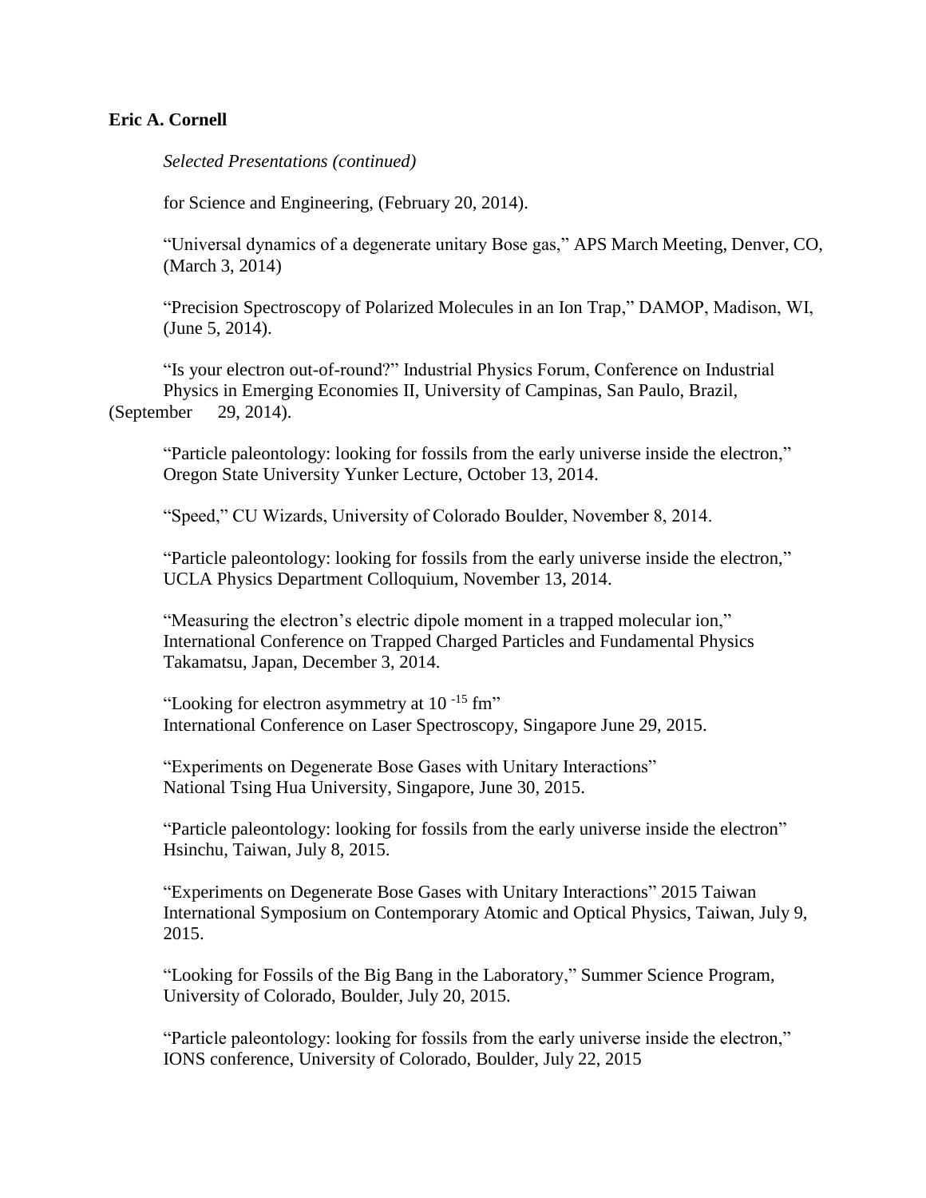**Eric A. Cornell**

*Selected Presentations (continued)*

for Science and Engineering, (February 20, 2014).

“Universal dynamics of a degenerate unitary Bose gas,” APS March Meeting, Denver, CO, (March 3, 2014)

“Precision Spectroscopy of Polarized Molecules in an Ion Trap,” DAMOP, Madison, WI, (June 5, 2014).

“Is your electron out-of-round?” Industrial Physics Forum, Conference on Industrial Physics in Emerging Economies II, University of Campinas, San Paulo, Brazil, (September 29, 2014).

“Particle paleontology: looking for fossils from the early universe inside the electron,” Oregon State University Yunker Lecture, October 13, 2014.

“Speed,” CU Wizards, University of Colorado Boulder, November 8, 2014.

“Particle paleontology: looking for fossils from the early universe inside the electron,” UCLA Physics Department Colloquium, November 13, 2014.

“Measuring the electron’s electric dipole moment in a trapped molecular ion,” International Conference on Trapped Charged Particles and Fundamental Physics Takamatsu, Japan, December 3, 2014.

“Looking for electron asymmetry at $10^{-15}$ fm” International Conference on Laser Spectroscopy, Singapore June 29, 2015.

“Experiments on Degenerate Bose Gases with Unitary Interactions” National Tsing Hua University, Singapore, June 30, 2015.

“Particle paleontology: looking for fossils from the early universe inside the electron” Hsinchu, Taiwan, July 8, 2015.

“Experiments on Degenerate Bose Gases with Unitary Interactions” 2015 Taiwan International Symposium on Contemporary Atomic and Optical Physics, Taiwan, July 9, 2015.

“Looking for Fossils of the Big Bang in the Laboratory,” Summer Science Program, University of Colorado, Boulder, July 20, 2015.

“Particle paleontology: looking for fossils from the early universe inside the electron,” IONS conference, University of Colorado, Boulder, July 22, 2015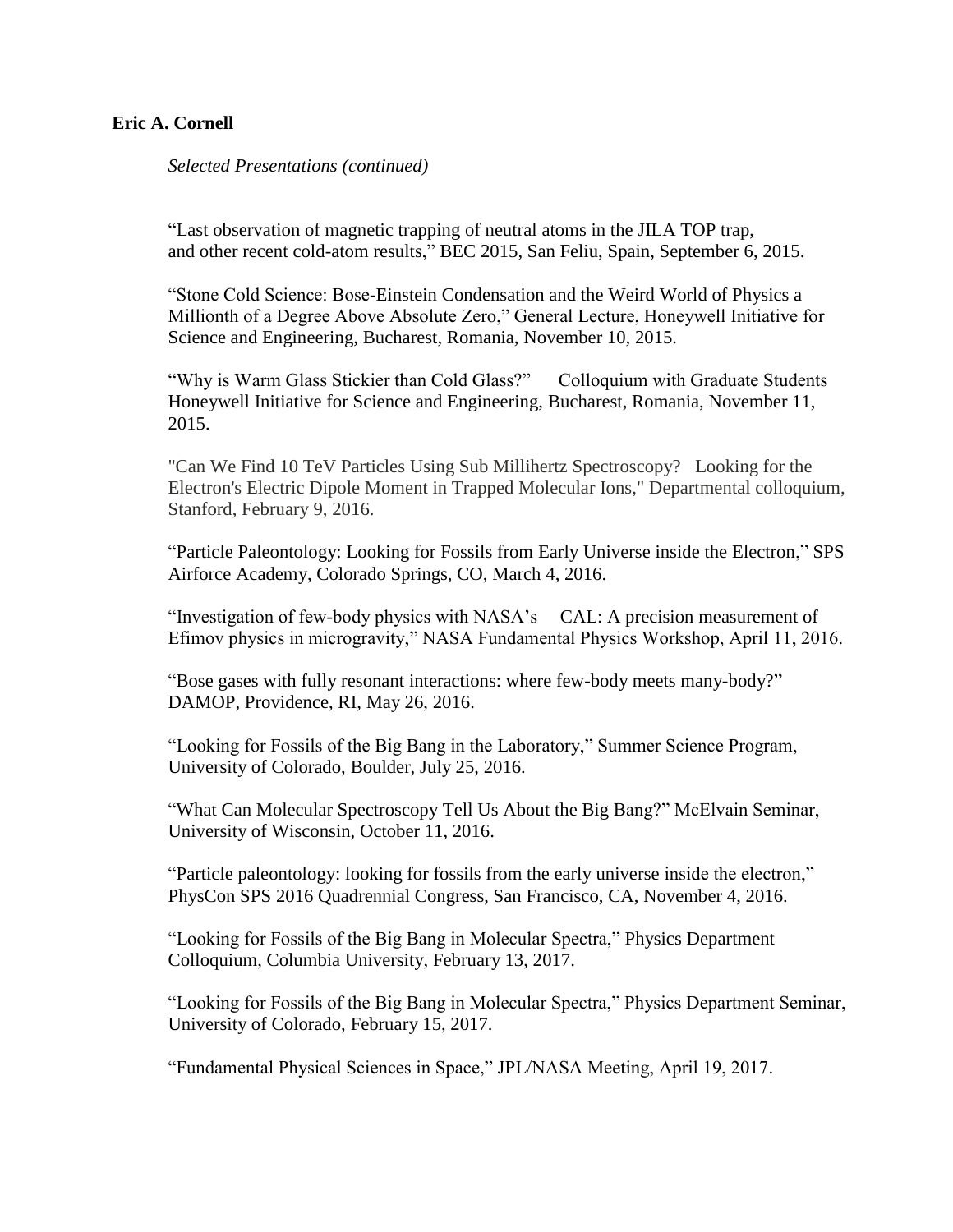**Eric A. Cornell**

*Selected Presentations (continued)*

"Last observation of magnetic trapping of neutral atoms in the JILA TOP trap, and other recent cold-atom results," BEC 2015, San Feliu, Spain, September 6, 2015.

"Stone Cold Science: Bose-Einstein Condensation and the Weird World of Physics a Millionth of a Degree Above Absolute Zero," General Lecture, Honeywell Initiative for Science and Engineering, Bucharest, Romania, November 10, 2015.

"Why is Warm Glass Stickier than Cold Glass?" Colloquium with Graduate Students Honeywell Initiative for Science and Engineering, Bucharest, Romania, November 11, 2015.

"Can We Find 10 TeV Particles Using Sub Millihertz Spectroscopy? Looking for the Electron's Electric Dipole Moment in Trapped Molecular Ions," Departmental colloquium, Stanford, February 9, 2016.

"Particle Paleontology: Looking for Fossils from Early Universe inside the Electron," SPS Airforce Academy, Colorado Springs, CO, March 4, 2016.

"Investigation of few-body physics with NASA's CAL: A precision measurement of Efimov physics in microgravity," NASA Fundamental Physics Workshop, April 11, 2016.

"Bose gases with fully resonant interactions: where few-body meets many-body?" DAMOP, Providence, RI, May 26, 2016.

"Looking for Fossils of the Big Bang in the Laboratory," Summer Science Program, University of Colorado, Boulder, July 25, 2016.

"What Can Molecular Spectroscopy Tell Us About the Big Bang?" McElvain Seminar, University of Wisconsin, October 11, 2016.

"Particle paleontology: looking for fossils from the early universe inside the electron," PhysCon SPS 2016 Quadrennial Congress, San Francisco, CA, November 4, 2016.

"Looking for Fossils of the Big Bang in Molecular Spectra," Physics Department Colloquium, Columbia University, February 13, 2017.

"Looking for Fossils of the Big Bang in Molecular Spectra," Physics Department Seminar, University of Colorado, February 15, 2017.

"Fundamental Physical Sciences in Space," JPL/NASA Meeting, April 19, 2017.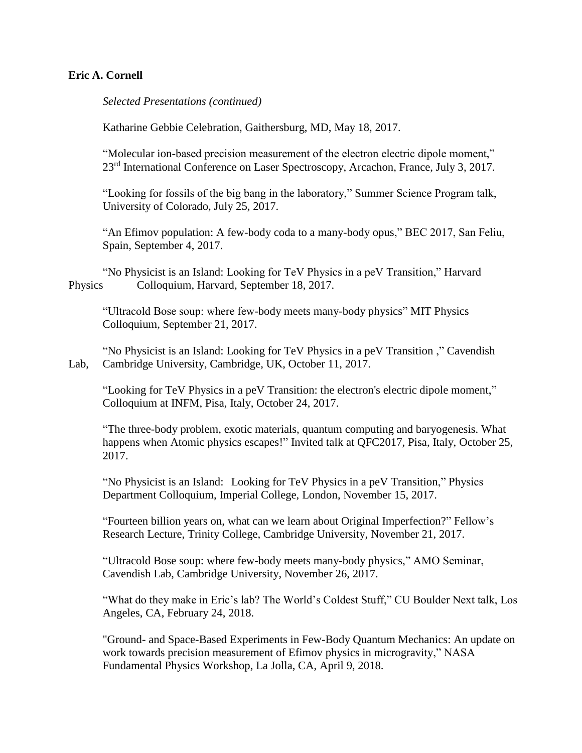**Eric A. Cornell**

*Selected Presentations (continued)*

Katharine Gebbie Celebration, Gaithersburg, MD, May 18, 2017.

"Molecular ion-based precision measurement of the electron electric dipole moment," 23rd International Conference on Laser Spectroscopy, Arcachon, France, July 3, 2017.

"Looking for fossils of the big bang in the laboratory," Summer Science Program talk, University of Colorado, July 25, 2017.

"An Efimov population: A few-body coda to a many-body opus," BEC 2017, San Feliu, Spain, September 4, 2017.

"No Physicist is an Island: Looking for TeV Physics in a peV Transition," Harvard Physics Colloquium, Harvard, September 18, 2017.

"Ultracold Bose soup: where few-body meets many-body physics" MIT Physics Colloquium, September 21, 2017.

"No Physicist is an Island: Looking for TeV Physics in a peV Transition ," Cavendish Lab, Cambridge University, Cambridge, UK, October 11, 2017.

"Looking for TeV Physics in a peV Transition: the electron's electric dipole moment," Colloquium at INFM, Pisa, Italy, October 24, 2017.

"The three-body problem, exotic materials, quantum computing and baryogenesis. What happens when Atomic physics escapes!" Invited talk at QFC2017, Pisa, Italy, October 25, 2017.

"No Physicist is an Island: Looking for TeV Physics in a peV Transition," Physics Department Colloquium, Imperial College, London, November 15, 2017.

"Fourteen billion years on, what can we learn about Original Imperfection?" Fellow's Research Lecture, Trinity College, Cambridge University, November 21, 2017.

"Ultracold Bose soup: where few-body meets many-body physics," AMO Seminar, Cavendish Lab, Cambridge University, November 26, 2017.

"What do they make in Eric's lab? The World's Coldest Stuff," CU Boulder Next talk, Los Angeles, CA, February 24, 2018.

"Ground- and Space-Based Experiments in Few-Body Quantum Mechanics: An update on work towards precision measurement of Efimov physics in microgravity," NASA Fundamental Physics Workshop, La Jolla, CA, April 9, 2018.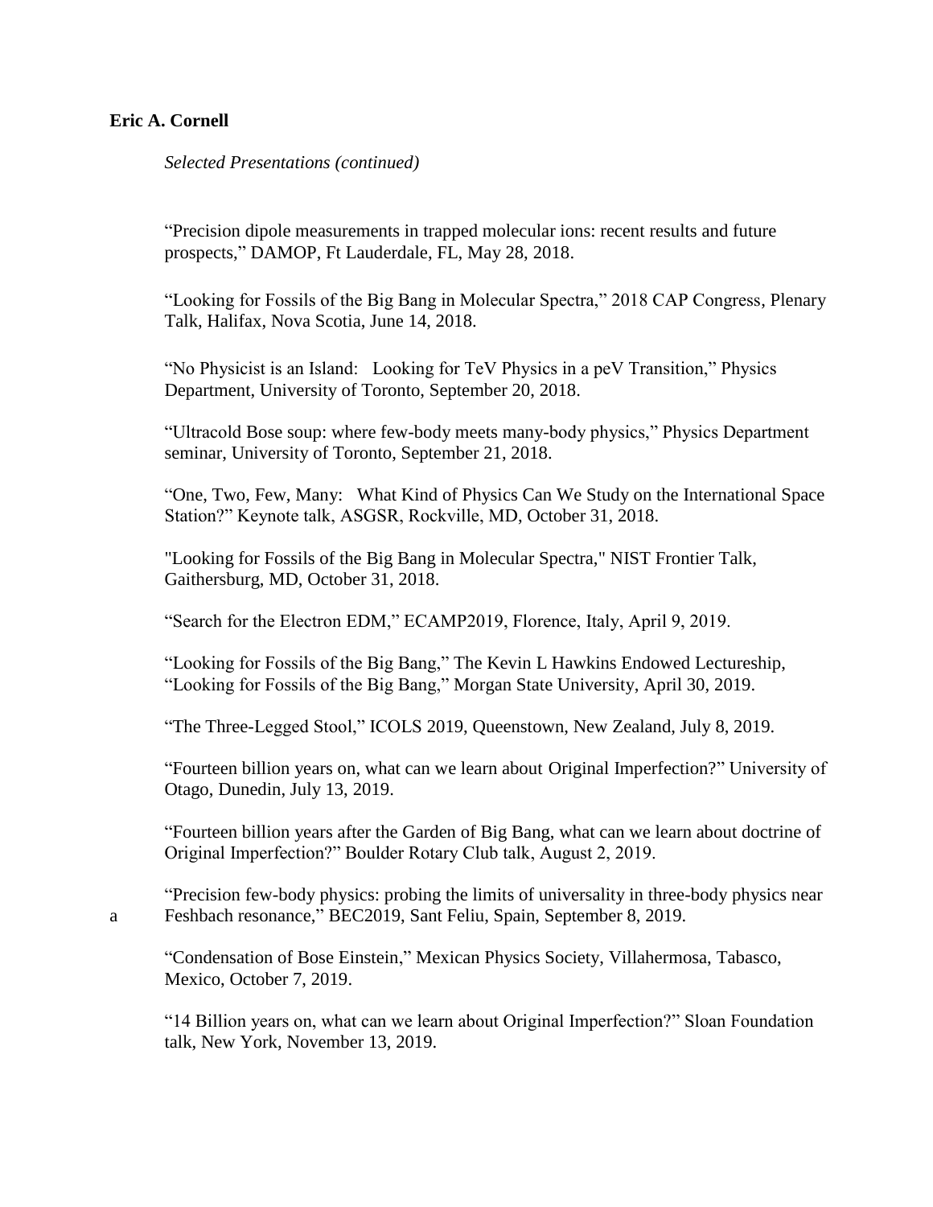**Eric A. Cornell**

*Selected Presentations (continued)*

"Precision dipole measurements in trapped molecular ions: recent results and future prospects," DAMOP, Ft Lauderdale, FL, May 28, 2018.

"Looking for Fossils of the Big Bang in Molecular Spectra," 2018 CAP Congress, Plenary Talk, Halifax, Nova Scotia, June 14, 2018.

"No Physicist is an Island: Looking for TeV Physics in a peV Transition," Physics Department, University of Toronto, September 20, 2018.

"Ultracold Bose soup: where few-body meets many-body physics," Physics Department seminar, University of Toronto, September 21, 2018.

"One, Two, Few, Many: What Kind of Physics Can We Study on the International Space Station?" Keynote talk, ASGSR, Rockville, MD, October 31, 2018.

"Looking for Fossils of the Big Bang in Molecular Spectra," NIST Frontier Talk, Gaithersburg, MD, October 31, 2018.

"Search for the Electron EDM," ECAMP2019, Florence, Italy, April 9, 2019.

"Looking for Fossils of the Big Bang," The Kevin L Hawkins Endowed Lectureship, "Looking for Fossils of the Big Bang," Morgan State University, April 30, 2019.

"The Three-Legged Stool," ICOLS 2019, Queenstown, New Zealand, July 8, 2019.

"Fourteen billion years on, what can we learn about Original Imperfection?" University of Otago, Dunedin, July 13, 2019.

"Fourteen billion years after the Garden of Big Bang, what can we learn about doctrine of Original Imperfection?" Boulder Rotary Club talk, August 2, 2019.

"Precision few-body physics: probing the limits of universality in three-body physics near a Feshbach resonance," BEC2019, Sant Feliu, Spain, September 8, 2019.

"Condensation of Bose Einstein," Mexican Physics Society, Villahermosa, Tabasco, Mexico, October 7, 2019.

"14 Billion years on, what can we learn about Original Imperfection?" Sloan Foundation talk, New York, November 13, 2019.